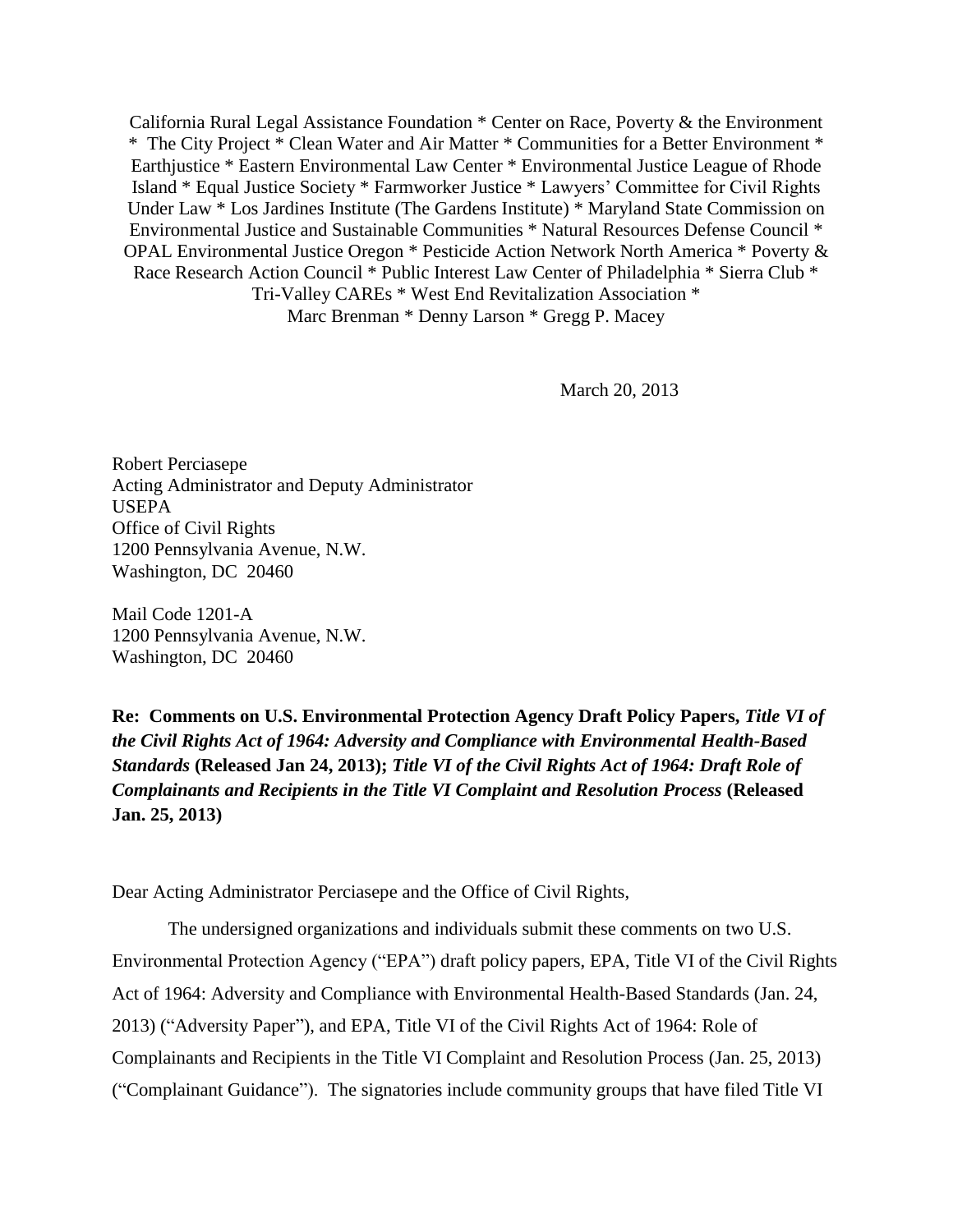California Rural Legal Assistance Foundation * Center on Race, Poverty & the Environment * The City Project * Clean Water and Air Matter * Communities for a Better Environment * Earthjustice * Eastern Environmental Law Center * Environmental Justice League of Rhode Island * Equal Justice Society * Farmworker Justice * Lawyers' Committee for Civil Rights Under Law * Los Jardines Institute (The Gardens Institute) * Maryland State Commission on Environmental Justice and Sustainable Communities * Natural Resources Defense Council * OPAL Environmental Justice Oregon * Pesticide Action Network North America * Poverty & Race Research Action Council * Public Interest Law Center of Philadelphia * Sierra Club * Tri-Valley CAREs * West End Revitalization Association * Marc Brenman * Denny Larson * Gregg P. Macey

March 20, 2013

Robert Perciasepe
Acting Administrator and Deputy Administrator
USEPA
Office of Civil Rights
1200 Pennsylvania Avenue, N.W.
Washington, DC 20460

Mail Code 1201-A
1200 Pennsylvania Avenue, N.W.
Washington, DC 20460

**Re: Comments on U.S. Environmental Protection Agency Draft Policy Papers, *Title VI of the Civil Rights Act of 1964: Adversity and Compliance with Environmental Health-Based Standards* (Released Jan 24, 2013); *Title VI of the Civil Rights Act of 1964: Draft Role of Complainants and Recipients in the Title VI Complaint and Resolution Process* (Released Jan. 25, 2013)**

Dear Acting Administrator Perciasepe and the Office of Civil Rights,

The undersigned organizations and individuals submit these comments on two U.S. Environmental Protection Agency ("EPA") draft policy papers, EPA, Title VI of the Civil Rights Act of 1964: Adversity and Compliance with Environmental Health-Based Standards (Jan. 24, 2013) ("Adversity Paper"), and EPA, Title VI of the Civil Rights Act of 1964: Role of Complainants and Recipients in the Title VI Complaint and Resolution Process (Jan. 25, 2013) ("Complainant Guidance"). The signatories include community groups that have filed Title VI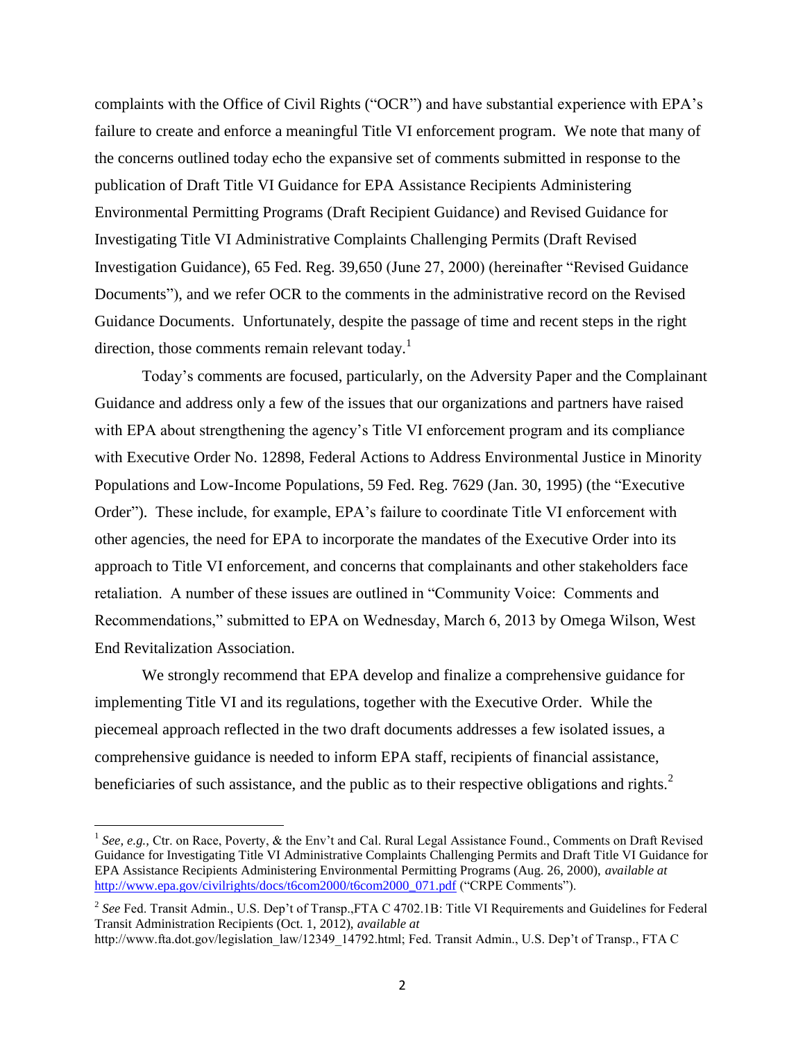complaints with the Office of Civil Rights ("OCR") and have substantial experience with EPA's failure to create and enforce a meaningful Title VI enforcement program. We note that many of the concerns outlined today echo the expansive set of comments submitted in response to the publication of Draft Title VI Guidance for EPA Assistance Recipients Administering Environmental Permitting Programs (Draft Recipient Guidance) and Revised Guidance for Investigating Title VI Administrative Complaints Challenging Permits (Draft Revised Investigation Guidance), 65 Fed. Reg. 39,650 (June 27, 2000) (hereinafter "Revised Guidance Documents"), and we refer OCR to the comments in the administrative record on the Revised Guidance Documents. Unfortunately, despite the passage of time and recent steps in the right direction, those comments remain relevant today.[1]

Today's comments are focused, particularly, on the Adversity Paper and the Complainant Guidance and address only a few of the issues that our organizations and partners have raised with EPA about strengthening the agency's Title VI enforcement program and its compliance with Executive Order No. 12898, Federal Actions to Address Environmental Justice in Minority Populations and Low-Income Populations, 59 Fed. Reg. 7629 (Jan. 30, 1995) (the "Executive Order"). These include, for example, EPA's failure to coordinate Title VI enforcement with other agencies, the need for EPA to incorporate the mandates of the Executive Order into its approach to Title VI enforcement, and concerns that complainants and other stakeholders face retaliation. A number of these issues are outlined in "Community Voice: Comments and Recommendations," submitted to EPA on Wednesday, March 6, 2013 by Omega Wilson, West End Revitalization Association.

We strongly recommend that EPA develop and finalize a comprehensive guidance for implementing Title VI and its regulations, together with the Executive Order. While the piecemeal approach reflected in the two draft documents addresses a few isolated issues, a comprehensive guidance is needed to inform EPA staff, recipients of financial assistance, beneficiaries of such assistance, and the public as to their respective obligations and rights.[2]

---

[1] *See, e.g.,* Ctr. on Race, Poverty, & the Env't and Cal. Rural Legal Assistance Found., Comments on Draft Revised Guidance for Investigating Title VI Administrative Complaints Challenging Permits and Draft Title VI Guidance for EPA Assistance Recipients Administering Environmental Permitting Programs (Aug. 26, 2000), *available at* http://www.epa.gov/civilrights/docs/t6com2000/t6com2000_071.pdf ("CRPE Comments").

[2] *See* Fed. Transit Admin., U.S. Dep't of Transp.,FTA C 4702.1B: Title VI Requirements and Guidelines for Federal Transit Administration Recipients (Oct. 1, 2012), *available at* http://www.fta.dot.gov/legislation_law/12349_14792.html; Fed. Transit Admin., U.S. Dep't of Transp., FTA C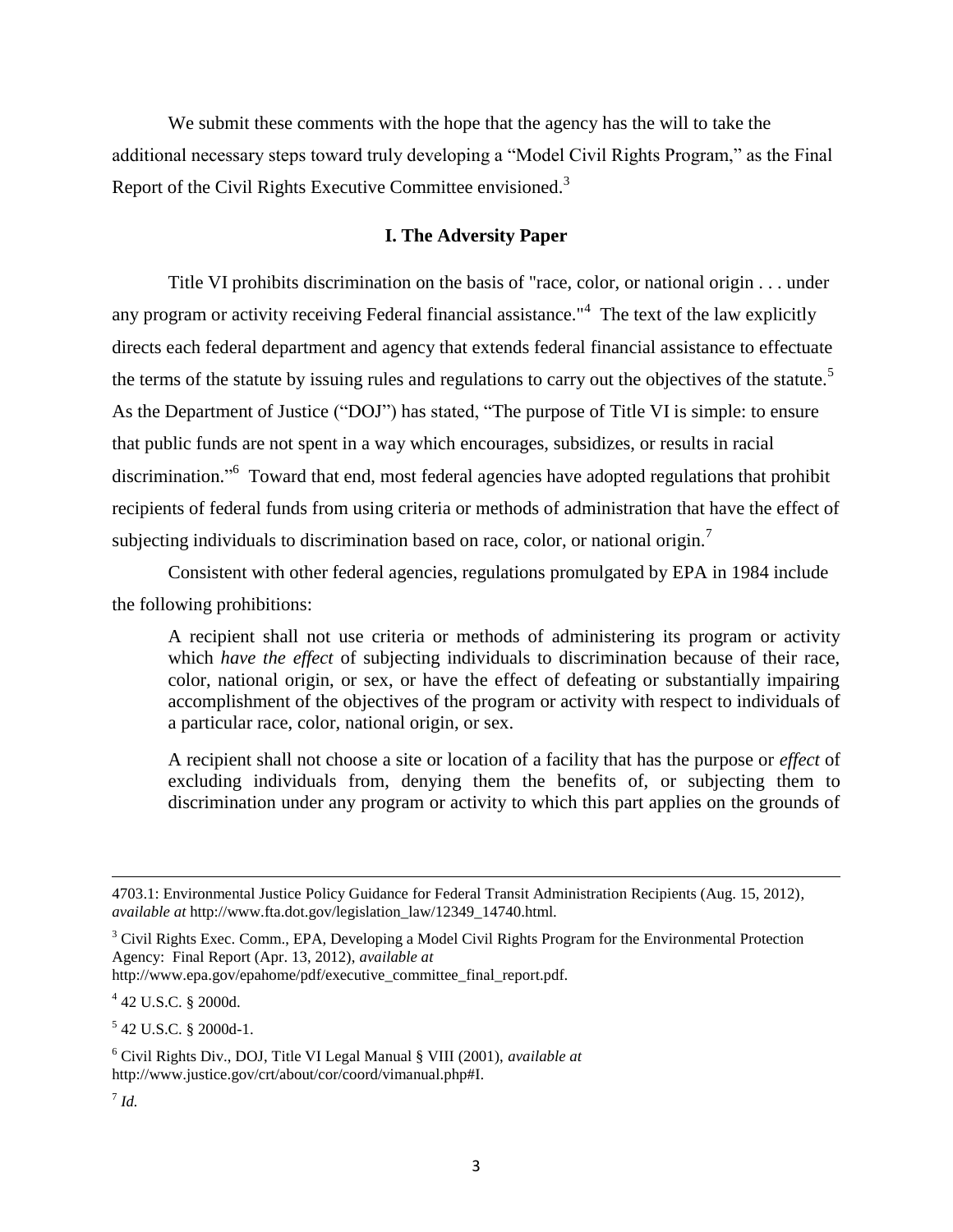We submit these comments with the hope that the agency has the will to take the additional necessary steps toward truly developing a "Model Civil Rights Program," as the Final Report of the Civil Rights Executive Committee envisioned.[3]

## I. The Adversity Paper

Title VI prohibits discrimination on the basis of "race, color, or national origin . . . under any program or activity receiving Federal financial assistance."[4] The text of the law explicitly directs each federal department and agency that extends federal financial assistance to effectuate the terms of the statute by issuing rules and regulations to carry out the objectives of the statute.[5] As the Department of Justice ("DOJ") has stated, "The purpose of Title VI is simple: to ensure that public funds are not spent in a way which encourages, subsidizes, or results in racial discrimination."[6] Toward that end, most federal agencies have adopted regulations that prohibit recipients of federal funds from using criteria or methods of administration that have the effect of subjecting individuals to discrimination based on race, color, or national origin.[7]

Consistent with other federal agencies, regulations promulgated by EPA in 1984 include the following prohibitions:

> A recipient shall not use criteria or methods of administering its program or activity which *have the effect* of subjecting individuals to discrimination because of their race, color, national origin, or sex, or have the effect of defeating or substantially impairing accomplishment of the objectives of the program or activity with respect to individuals of a particular race, color, national origin, or sex.
>
> A recipient shall not choose a site or location of a facility that has the purpose or *effect* of excluding individuals from, denying them the benefits of, or subjecting them to discrimination under any program or activity to which this part applies on the grounds of

---

4703.1: Environmental Justice Policy Guidance for Federal Transit Administration Recipients (Aug. 15, 2012), *available at* http://www.fta.dot.gov/legislation_law/12349_14740.html.

[3] Civil Rights Exec. Comm., EPA, Developing a Model Civil Rights Program for the Environmental Protection Agency: Final Report (Apr. 13, 2012), *available at* http://www.epa.gov/epahome/pdf/executive_committee_final_report.pdf.

[4] 42 U.S.C. § 2000d.

[5] 42 U.S.C. § 2000d-1.

[6] Civil Rights Div., DOJ, Title VI Legal Manual § VIII (2001), *available at* http://www.justice.gov/crt/about/cor/coord/vimanual.php#I.

[7] *Id.*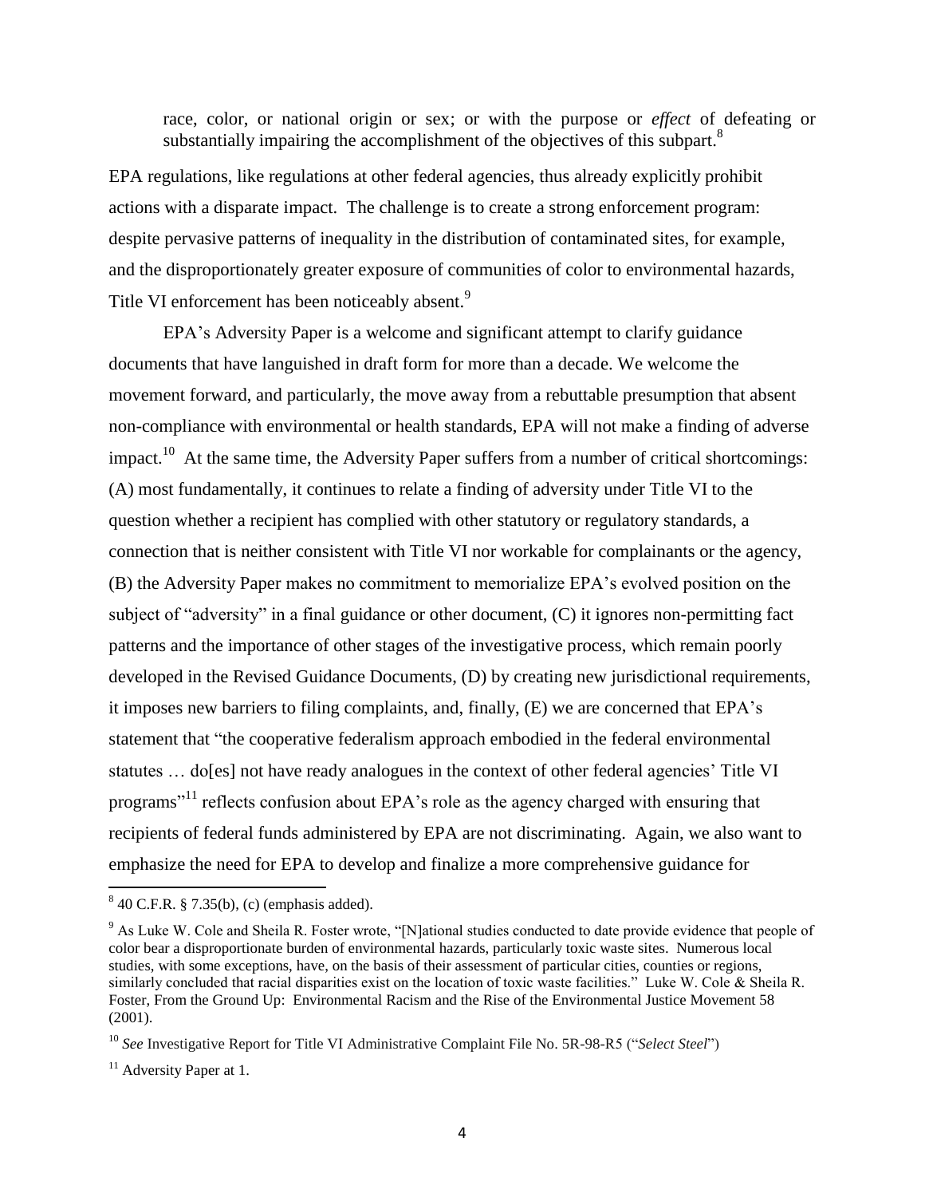race, color, or national origin or sex; or with the purpose or *effect* of defeating or substantially impairing the accomplishment of the objectives of this subpart.[8]

EPA regulations, like regulations at other federal agencies, thus already explicitly prohibit actions with a disparate impact. The challenge is to create a strong enforcement program: despite pervasive patterns of inequality in the distribution of contaminated sites, for example, and the disproportionately greater exposure of communities of color to environmental hazards, Title VI enforcement has been noticeably absent.[9]

EPA's Adversity Paper is a welcome and significant attempt to clarify guidance documents that have languished in draft form for more than a decade. We welcome the movement forward, and particularly, the move away from a rebuttable presumption that absent non-compliance with environmental or health standards, EPA will not make a finding of adverse impact.[10] At the same time, the Adversity Paper suffers from a number of critical shortcomings: (A) most fundamentally, it continues to relate a finding of adversity under Title VI to the question whether a recipient has complied with other statutory or regulatory standards, a connection that is neither consistent with Title VI nor workable for complainants or the agency, (B) the Adversity Paper makes no commitment to memorialize EPA's evolved position on the subject of "adversity" in a final guidance or other document, (C) it ignores non-permitting fact patterns and the importance of other stages of the investigative process, which remain poorly developed in the Revised Guidance Documents, (D) by creating new jurisdictional requirements, it imposes new barriers to filing complaints, and, finally, (E) we are concerned that EPA's statement that "the cooperative federalism approach embodied in the federal environmental statutes … do[es] not have ready analogues in the context of other federal agencies' Title VI programs"[11] reflects confusion about EPA's role as the agency charged with ensuring that recipients of federal funds administered by EPA are not discriminating. Again, we also want to emphasize the need for EPA to develop and finalize a more comprehensive guidance for

---

[8] 40 C.F.R. § 7.35(b), (c) (emphasis added).

[9] As Luke W. Cole and Sheila R. Foster wrote, "[N]ational studies conducted to date provide evidence that people of color bear a disproportionate burden of environmental hazards, particularly toxic waste sites. Numerous local studies, with some exceptions, have, on the basis of their assessment of particular cities, counties or regions, similarly concluded that racial disparities exist on the location of toxic waste facilities." Luke W. Cole & Sheila R. Foster, From the Ground Up: Environmental Racism and the Rise of the Environmental Justice Movement 58 (2001).

[10] *See* Investigative Report for Title VI Administrative Complaint File No. 5R-98-R5 ("*Select Steel*")

[11] Adversity Paper at 1.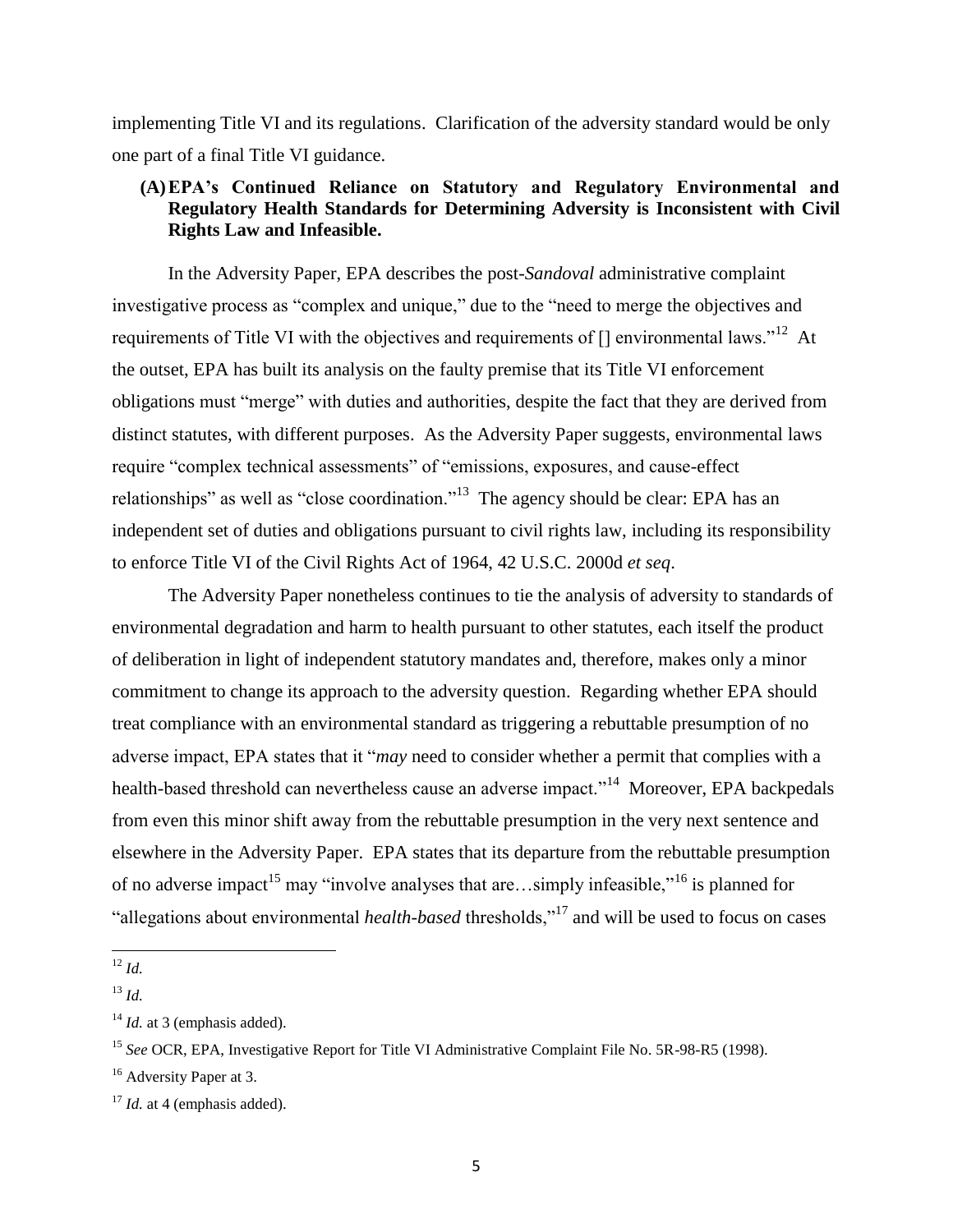implementing Title VI and its regulations. Clarification of the adversity standard would be only one part of a final Title VI guidance.

**(A) EPA's Continued Reliance on Statutory and Regulatory Environmental and Regulatory Health Standards for Determining Adversity is Inconsistent with Civil Rights Law and Infeasible.**

In the Adversity Paper, EPA describes the post-*Sandoval* administrative complaint investigative process as "complex and unique," due to the "need to merge the objectives and requirements of Title VI with the objectives and requirements of [] environmental laws."[12] At the outset, EPA has built its analysis on the faulty premise that its Title VI enforcement obligations must "merge" with duties and authorities, despite the fact that they are derived from distinct statutes, with different purposes. As the Adversity Paper suggests, environmental laws require "complex technical assessments" of "emissions, exposures, and cause-effect relationships" as well as "close coordination."[13] The agency should be clear: EPA has an independent set of duties and obligations pursuant to civil rights law, including its responsibility to enforce Title VI of the Civil Rights Act of 1964, 42 U.S.C. 2000d *et seq*.

The Adversity Paper nonetheless continues to tie the analysis of adversity to standards of environmental degradation and harm to health pursuant to other statutes, each itself the product of deliberation in light of independent statutory mandates and, therefore, makes only a minor commitment to change its approach to the adversity question. Regarding whether EPA should treat compliance with an environmental standard as triggering a rebuttable presumption of no adverse impact, EPA states that it "*may* need to consider whether a permit that complies with a health-based threshold can nevertheless cause an adverse impact."[14] Moreover, EPA backpedals from even this minor shift away from the rebuttable presumption in the very next sentence and elsewhere in the Adversity Paper. EPA states that its departure from the rebuttable presumption of no adverse impact[15] may "involve analyses that are…simply infeasible,"[16] is planned for "allegations about environmental *health-based* thresholds,"[17] and will be used to focus on cases

---

[12] *Id.*

[13] *Id.*

[14] *Id.* at 3 (emphasis added).

[15] *See* OCR, EPA, Investigative Report for Title VI Administrative Complaint File No. 5R-98-R5 (1998).

[16] Adversity Paper at 3.

[17] *Id.* at 4 (emphasis added).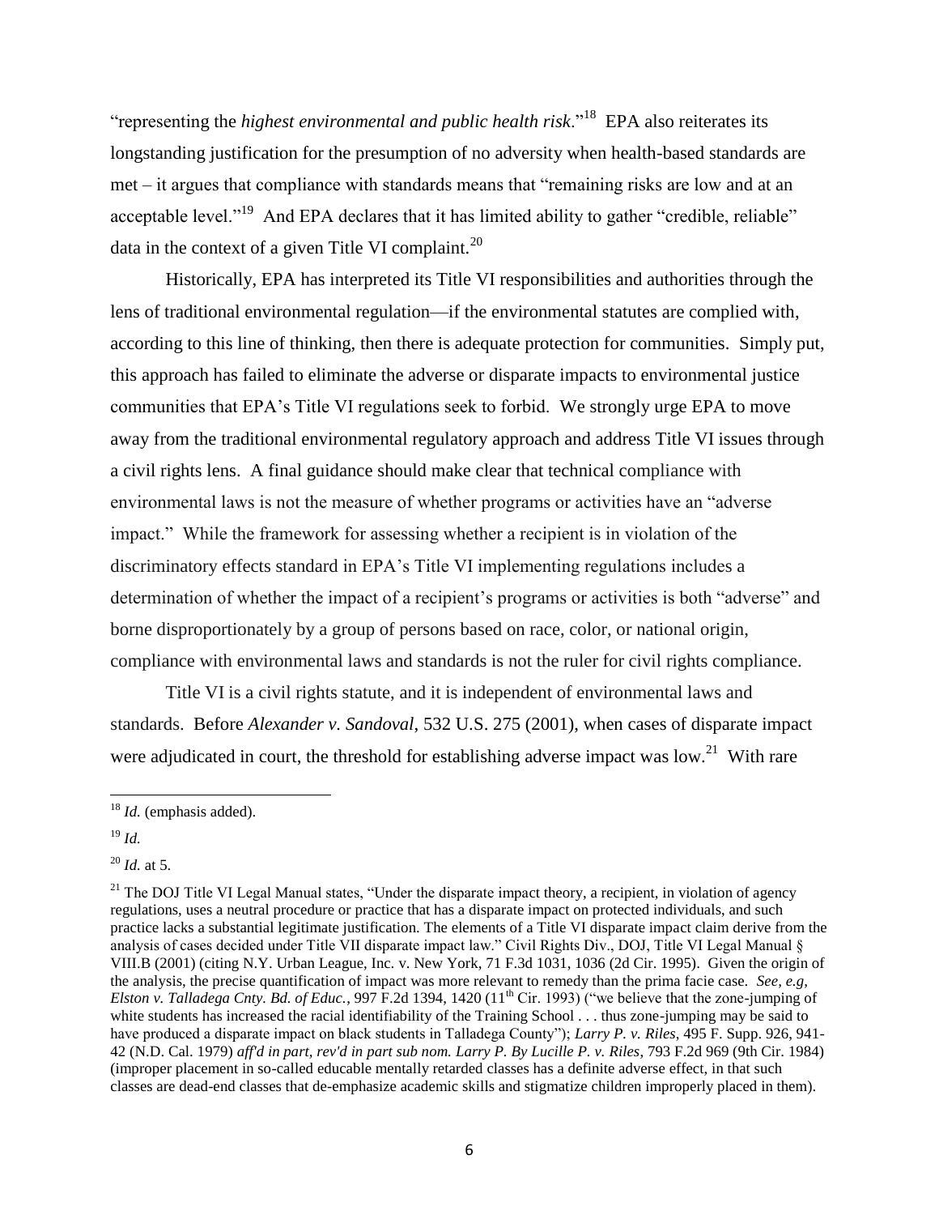"representing the *highest environmental and public health risk*."[18] EPA also reiterates its longstanding justification for the presumption of no adversity when health-based standards are met – it argues that compliance with standards means that "remaining risks are low and at an acceptable level."[19] And EPA declares that it has limited ability to gather "credible, reliable" data in the context of a given Title VI complaint.[20]

Historically, EPA has interpreted its Title VI responsibilities and authorities through the lens of traditional environmental regulation—if the environmental statutes are complied with, according to this line of thinking, then there is adequate protection for communities. Simply put, this approach has failed to eliminate the adverse or disparate impacts to environmental justice communities that EPA's Title VI regulations seek to forbid. We strongly urge EPA to move away from the traditional environmental regulatory approach and address Title VI issues through a civil rights lens. A final guidance should make clear that technical compliance with environmental laws is not the measure of whether programs or activities have an "adverse impact." While the framework for assessing whether a recipient is in violation of the discriminatory effects standard in EPA's Title VI implementing regulations includes a determination of whether the impact of a recipient's programs or activities is both "adverse" and borne disproportionately by a group of persons based on race, color, or national origin, compliance with environmental laws and standards is not the ruler for civil rights compliance.

Title VI is a civil rights statute, and it is independent of environmental laws and standards. Before *Alexander v. Sandoval*, 532 U.S. 275 (2001), when cases of disparate impact were adjudicated in court, the threshold for establishing adverse impact was low.[21] With rare

---

[18] *Id.* (emphasis added).

[19] *Id.*

[20] *Id.* at 5.

[21] The DOJ Title VI Legal Manual states, "Under the disparate impact theory, a recipient, in violation of agency regulations, uses a neutral procedure or practice that has a disparate impact on protected individuals, and such practice lacks a substantial legitimate justification. The elements of a Title VI disparate impact claim derive from the analysis of cases decided under Title VII disparate impact law." Civil Rights Div., DOJ, Title VI Legal Manual § VIII.B (2001) (citing N.Y. Urban League, Inc. v. New York, 71 F.3d 1031, 1036 (2d Cir. 1995). Given the origin of the analysis, the precise quantification of impact was more relevant to remedy than the prima facie case. *See, e.g, Elston v. Talladega Cnty. Bd. of Educ.*, 997 F.2d 1394, 1420 (11th Cir. 1993) ("we believe that the zone-jumping of white students has increased the racial identifiability of the Training School . . . thus zone-jumping may be said to have produced a disparate impact on black students in Talladega County"); *Larry P. v. Riles*, 495 F. Supp. 926, 941-42 (N.D. Cal. 1979) *aff'd in part, rev'd in part sub nom. Larry P. By Lucille P. v. Riles,* 793 F.2d 969 (9th Cir. 1984) (improper placement in so-called educable mentally retarded classes has a definite adverse effect, in that such classes are dead-end classes that de-emphasize academic skills and stigmatize children improperly placed in them).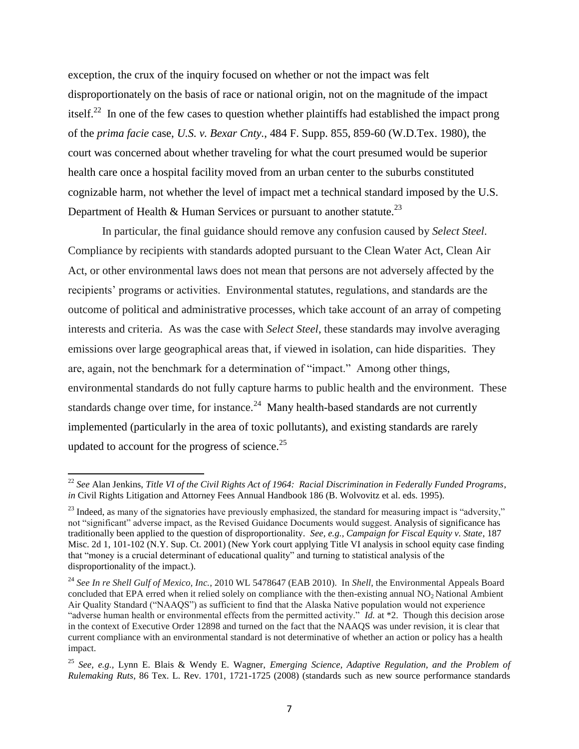exception, the crux of the inquiry focused on whether or not the impact was felt disproportionately on the basis of race or national origin, not on the magnitude of the impact itself.[22] In one of the few cases to question whether plaintiffs had established the impact prong of the *prima facie* case, *U.S. v. Bexar Cnty.*, 484 F. Supp. 855, 859-60 (W.D.Tex. 1980), the court was concerned about whether traveling for what the court presumed would be superior health care once a hospital facility moved from an urban center to the suburbs constituted cognizable harm, not whether the level of impact met a technical standard imposed by the U.S. Department of Health & Human Services or pursuant to another statute.[23]

In particular, the final guidance should remove any confusion caused by *Select Steel*. Compliance by recipients with standards adopted pursuant to the Clean Water Act, Clean Air Act, or other environmental laws does not mean that persons are not adversely affected by the recipients' programs or activities. Environmental statutes, regulations, and standards are the outcome of political and administrative processes, which take account of an array of competing interests and criteria. As was the case with *Select Steel*, these standards may involve averaging emissions over large geographical areas that, if viewed in isolation, can hide disparities. They are, again, not the benchmark for a determination of "impact." Among other things, environmental standards do not fully capture harms to public health and the environment. These standards change over time, for instance.[24] Many health-based standards are not currently implemented (particularly in the area of toxic pollutants), and existing standards are rarely updated to account for the progress of science.[25]

---

[22] *See* Alan Jenkins, *Title VI of the Civil Rights Act of 1964: Racial Discrimination in Federally Funded Programs, in* Civil Rights Litigation and Attorney Fees Annual Handbook 186 (B. Wolvovitz et al. eds. 1995).

[23] Indeed, as many of the signatories have previously emphasized, the standard for measuring impact is "adversity," not "significant" adverse impact, as the Revised Guidance Documents would suggest. Analysis of significance has traditionally been applied to the question of disproportionality. *See, e.g.*, *Campaign for Fiscal Equity v. State*, 187 Misc. 2d 1, 101-102 (N.Y. Sup. Ct. 2001) (New York court applying Title VI analysis in school equity case finding that "money is a crucial determinant of educational quality" and turning to statistical analysis of the disproportionality of the impact.).

[24] *See In re Shell Gulf of Mexico, Inc.*, 2010 WL 5478647 (EAB 2010). In *Shell*, the Environmental Appeals Board concluded that EPA erred when it relied solely on compliance with the then-existing annual $NO_2$ National Ambient Air Quality Standard ("NAAQS") as sufficient to find that the Alaska Native population would not experience "adverse human health or environmental effects from the permitted activity." *Id.* at *2. Though this decision arose in the context of Executive Order 12898 and turned on the fact that the NAAQS was under revision, it is clear that current compliance with an environmental standard is not determinative of whether an action or policy has a health impact.

[25] *See, e.g.,* Lynn E. Blais & Wendy E. Wagner, *Emerging Science, Adaptive Regulation, and the Problem of Rulemaking Ruts*, 86 Tex. L. Rev. 1701, 1721-1725 (2008) (standards such as new source performance standards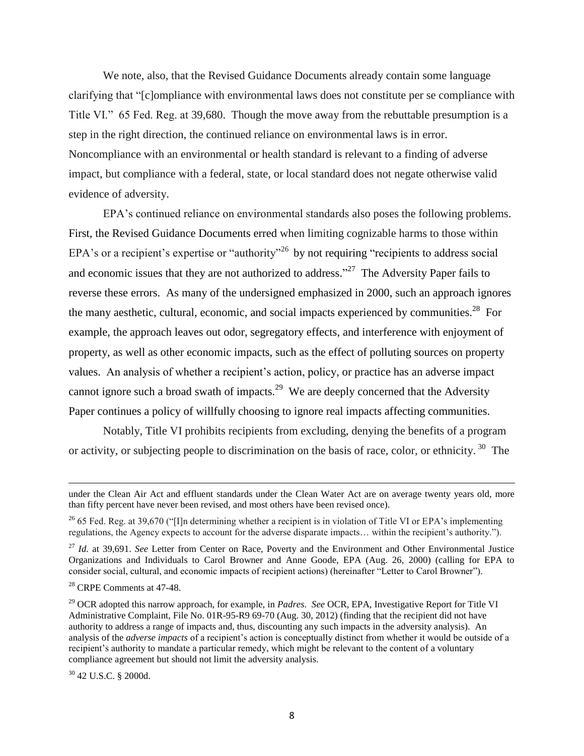We note, also, that the Revised Guidance Documents already contain some language clarifying that "[c]ompliance with environmental laws does not constitute per se compliance with Title VI." 65 Fed. Reg. at 39,680. Though the move away from the rebuttable presumption is a step in the right direction, the continued reliance on environmental laws is in error. Noncompliance with an environmental or health standard is relevant to a finding of adverse impact, but compliance with a federal, state, or local standard does not negate otherwise valid evidence of adversity.

EPA's continued reliance on environmental standards also poses the following problems. First, the Revised Guidance Documents erred when limiting cognizable harms to those within EPA's or a recipient's expertise or "authority"[26] by not requiring "recipients to address social and economic issues that they are not authorized to address."[27] The Adversity Paper fails to reverse these errors. As many of the undersigned emphasized in 2000, such an approach ignores the many aesthetic, cultural, economic, and social impacts experienced by communities.[28] For example, the approach leaves out odor, segregatory effects, and interference with enjoyment of property, as well as other economic impacts, such as the effect of polluting sources on property values. An analysis of whether a recipient's action, policy, or practice has an adverse impact cannot ignore such a broad swath of impacts.[29] We are deeply concerned that the Adversity Paper continues a policy of willfully choosing to ignore real impacts affecting communities.

Notably, Title VI prohibits recipients from excluding, denying the benefits of a program or activity, or subjecting people to discrimination on the basis of race, color, or ethnicity.[30] The

---

under the Clean Air Act and effluent standards under the Clean Water Act are on average twenty years old, more than fifty percent have never been revised, and most others have been revised once).

[26] 65 Fed. Reg. at 39,670 ("[I]n determining whether a recipient is in violation of Title VI or EPA's implementing regulations, the Agency expects to account for the adverse disparate impacts… within the recipient's authority.").

[27] *Id.* at 39,691. *See* Letter from Center on Race, Poverty and the Environment and Other Environmental Justice Organizations and Individuals to Carol Browner and Anne Goode, EPA (Aug. 26, 2000) (calling for EPA to consider social, cultural, and economic impacts of recipient actions) (hereinafter "Letter to Carol Browner").

[28] CRPE Comments at 47-48.

[29] OCR adopted this narrow approach, for example, in *Padres*. *See* OCR, EPA, Investigative Report for Title VI Administrative Complaint, File No. 01R-95-R9 69-70 (Aug. 30, 2012) (finding that the recipient did not have authority to address a range of impacts and, thus, discounting any such impacts in the adversity analysis). An analysis of the *adverse impacts* of a recipient's action is conceptually distinct from whether it would be outside of a recipient's authority to mandate a particular remedy, which might be relevant to the content of a voluntary compliance agreement but should not limit the adversity analysis.

[30] 42 U.S.C. § 2000d.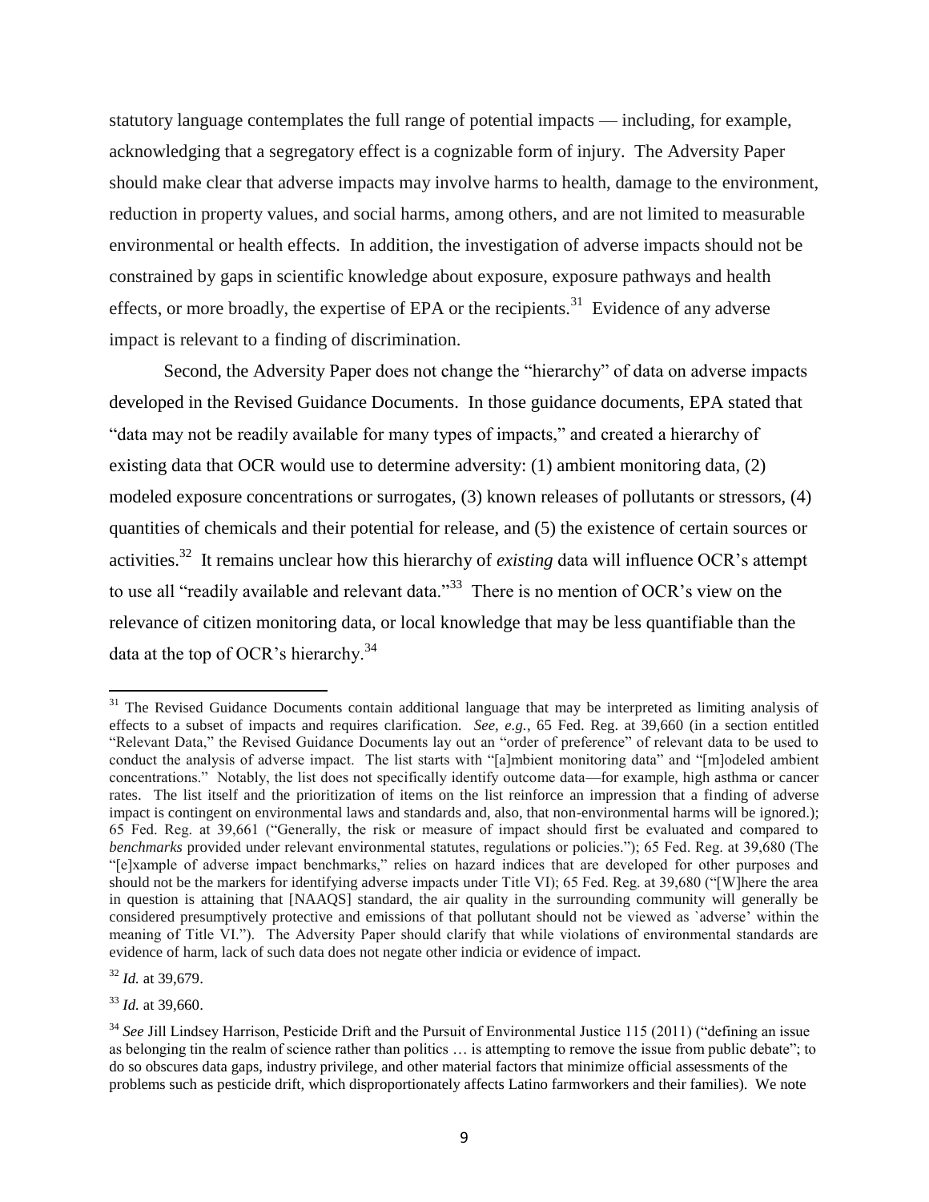statutory language contemplates the full range of potential impacts — including, for example, acknowledging that a segregatory effect is a cognizable form of injury. The Adversity Paper should make clear that adverse impacts may involve harms to health, damage to the environment, reduction in property values, and social harms, among others, and are not limited to measurable environmental or health effects. In addition, the investigation of adverse impacts should not be constrained by gaps in scientific knowledge about exposure, exposure pathways and health effects, or more broadly, the expertise of EPA or the recipients.[31] Evidence of any adverse impact is relevant to a finding of discrimination.

Second, the Adversity Paper does not change the "hierarchy" of data on adverse impacts developed in the Revised Guidance Documents. In those guidance documents, EPA stated that "data may not be readily available for many types of impacts," and created a hierarchy of existing data that OCR would use to determine adversity: (1) ambient monitoring data, (2) modeled exposure concentrations or surrogates, (3) known releases of pollutants or stressors, (4) quantities of chemicals and their potential for release, and (5) the existence of certain sources or activities.[32] It remains unclear how this hierarchy of *existing* data will influence OCR's attempt to use all "readily available and relevant data."[33] There is no mention of OCR's view on the relevance of citizen monitoring data, or local knowledge that may be less quantifiable than the data at the top of OCR's hierarchy.[34]

---

[31] The Revised Guidance Documents contain additional language that may be interpreted as limiting analysis of effects to a subset of impacts and requires clarification. *See, e.g.*, 65 Fed. Reg. at 39,660 (in a section entitled "Relevant Data," the Revised Guidance Documents lay out an "order of preference" of relevant data to be used to conduct the analysis of adverse impact. The list starts with "[a]mbient monitoring data" and "[m]odeled ambient concentrations." Notably, the list does not specifically identify outcome data—for example, high asthma or cancer rates. The list itself and the prioritization of items on the list reinforce an impression that a finding of adverse impact is contingent on environmental laws and standards and, also, that non-environmental harms will be ignored.); 65 Fed. Reg. at 39,661 ("Generally, the risk or measure of impact should first be evaluated and compared to *benchmarks* provided under relevant environmental statutes, regulations or policies."); 65 Fed. Reg. at 39,680 (The "[e]xample of adverse impact benchmarks," relies on hazard indices that are developed for other purposes and should not be the markers for identifying adverse impacts under Title VI); 65 Fed. Reg. at 39,680 ("[W]here the area in question is attaining that [NAAQS] standard, the air quality in the surrounding community will generally be considered presumptively protective and emissions of that pollutant should not be viewed as `adverse' within the meaning of Title VI."). The Adversity Paper should clarify that while violations of environmental standards are evidence of harm, lack of such data does not negate other indicia or evidence of impact.

[32] *Id.* at 39,679.

[33] *Id.* at 39,660.

[34] *See* Jill Lindsey Harrison, Pesticide Drift and the Pursuit of Environmental Justice 115 (2011) ("defining an issue as belonging tin the realm of science rather than politics … is attempting to remove the issue from public debate"; to do so obscures data gaps, industry privilege, and other material factors that minimize official assessments of the problems such as pesticide drift, which disproportionately affects Latino farmworkers and their families). We note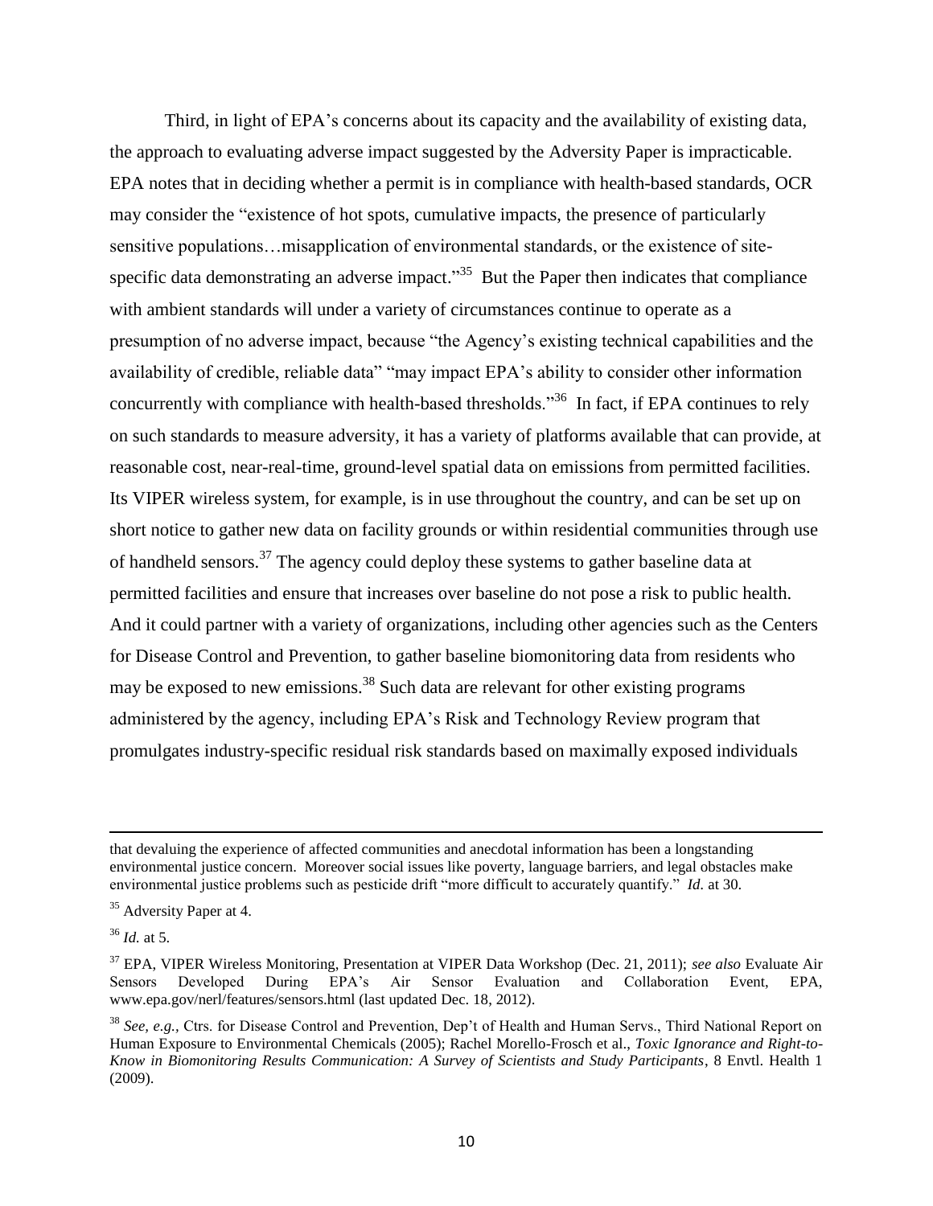Third, in light of EPA's concerns about its capacity and the availability of existing data, the approach to evaluating adverse impact suggested by the Adversity Paper is impracticable. EPA notes that in deciding whether a permit is in compliance with health-based standards, OCR may consider the "existence of hot spots, cumulative impacts, the presence of particularly sensitive populations…misapplication of environmental standards, or the existence of site-specific data demonstrating an adverse impact."[35] But the Paper then indicates that compliance with ambient standards will under a variety of circumstances continue to operate as a presumption of no adverse impact, because "the Agency's existing technical capabilities and the availability of credible, reliable data" "may impact EPA's ability to consider other information concurrently with compliance with health-based thresholds."[36] In fact, if EPA continues to rely on such standards to measure adversity, it has a variety of platforms available that can provide, at reasonable cost, near-real-time, ground-level spatial data on emissions from permitted facilities. Its VIPER wireless system, for example, is in use throughout the country, and can be set up on short notice to gather new data on facility grounds or within residential communities through use of handheld sensors.[37] The agency could deploy these systems to gather baseline data at permitted facilities and ensure that increases over baseline do not pose a risk to public health. And it could partner with a variety of organizations, including other agencies such as the Centers for Disease Control and Prevention, to gather baseline biomonitoring data from residents who may be exposed to new emissions.[38] Such data are relevant for other existing programs administered by the agency, including EPA's Risk and Technology Review program that promulgates industry-specific residual risk standards based on maximally exposed individuals

---

that devaluing the experience of affected communities and anecdotal information has been a longstanding environmental justice concern. Moreover social issues like poverty, language barriers, and legal obstacles make environmental justice problems such as pesticide drift "more difficult to accurately quantify." *Id.* at 30.

[35] Adversity Paper at 4.

[36] *Id.* at 5.

[37] EPA, VIPER Wireless Monitoring, Presentation at VIPER Data Workshop (Dec. 21, 2011); *see also* Evaluate Air Sensors Developed During EPA's Air Sensor Evaluation and Collaboration Event, EPA, www.epa.gov/nerl/features/sensors.html (last updated Dec. 18, 2012).

[38] *See, e.g.*, Ctrs. for Disease Control and Prevention, Dep't of Health and Human Servs., Third National Report on Human Exposure to Environmental Chemicals (2005); Rachel Morello-Frosch et al., *Toxic Ignorance and Right-to-Know in Biomonitoring Results Communication: A Survey of Scientists and Study Participants*, 8 Envtl. Health 1 (2009).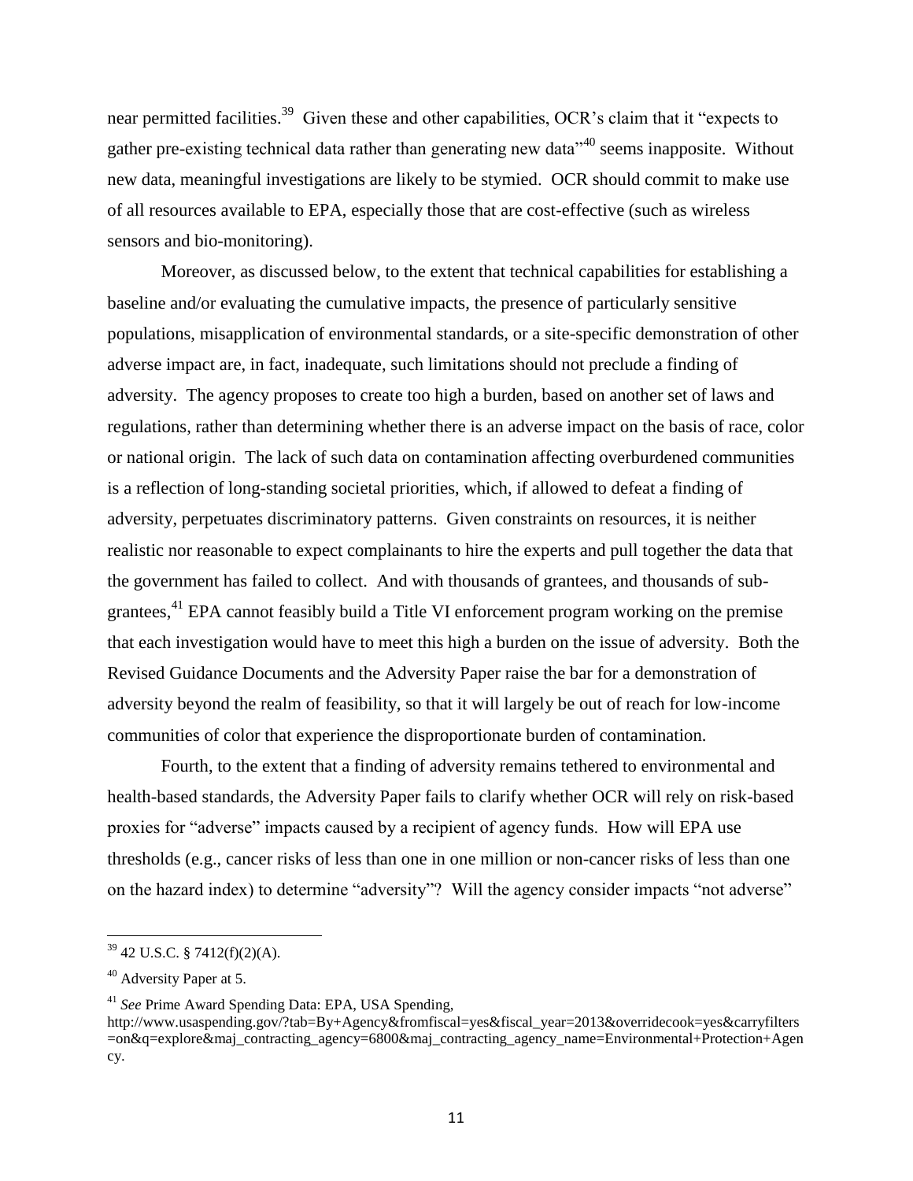near permitted facilities.[39] Given these and other capabilities, OCR's claim that it "expects to gather pre-existing technical data rather than generating new data"[40] seems inapposite. Without new data, meaningful investigations are likely to be stymied. OCR should commit to make use of all resources available to EPA, especially those that are cost-effective (such as wireless sensors and bio-monitoring).

Moreover, as discussed below, to the extent that technical capabilities for establishing a baseline and/or evaluating the cumulative impacts, the presence of particularly sensitive populations, misapplication of environmental standards, or a site-specific demonstration of other adverse impact are, in fact, inadequate, such limitations should not preclude a finding of adversity. The agency proposes to create too high a burden, based on another set of laws and regulations, rather than determining whether there is an adverse impact on the basis of race, color or national origin. The lack of such data on contamination affecting overburdened communities is a reflection of long-standing societal priorities, which, if allowed to defeat a finding of adversity, perpetuates discriminatory patterns. Given constraints on resources, it is neither realistic nor reasonable to expect complainants to hire the experts and pull together the data that the government has failed to collect. And with thousands of grantees, and thousands of sub-grantees,[41] EPA cannot feasibly build a Title VI enforcement program working on the premise that each investigation would have to meet this high a burden on the issue of adversity. Both the Revised Guidance Documents and the Adversity Paper raise the bar for a demonstration of adversity beyond the realm of feasibility, so that it will largely be out of reach for low-income communities of color that experience the disproportionate burden of contamination.

Fourth, to the extent that a finding of adversity remains tethered to environmental and health-based standards, the Adversity Paper fails to clarify whether OCR will rely on risk-based proxies for "adverse" impacts caused by a recipient of agency funds. How will EPA use thresholds (e.g., cancer risks of less than one in one million or non-cancer risks of less than one on the hazard index) to determine "adversity"? Will the agency consider impacts "not adverse"

---

[39] 42 U.S.C. § 7412(f)(2)(A).

[40] Adversity Paper at 5.

[41] *See* Prime Award Spending Data: EPA, USA Spending, http://www.usaspending.gov/?tab=By+Agency&fromfiscal=yes&fiscal_year=2013&overridecook=yes&carryfilters=on&q=explore&maj_contracting_agency=6800&maj_contracting_agency_name=Environmental+Protection+Agency.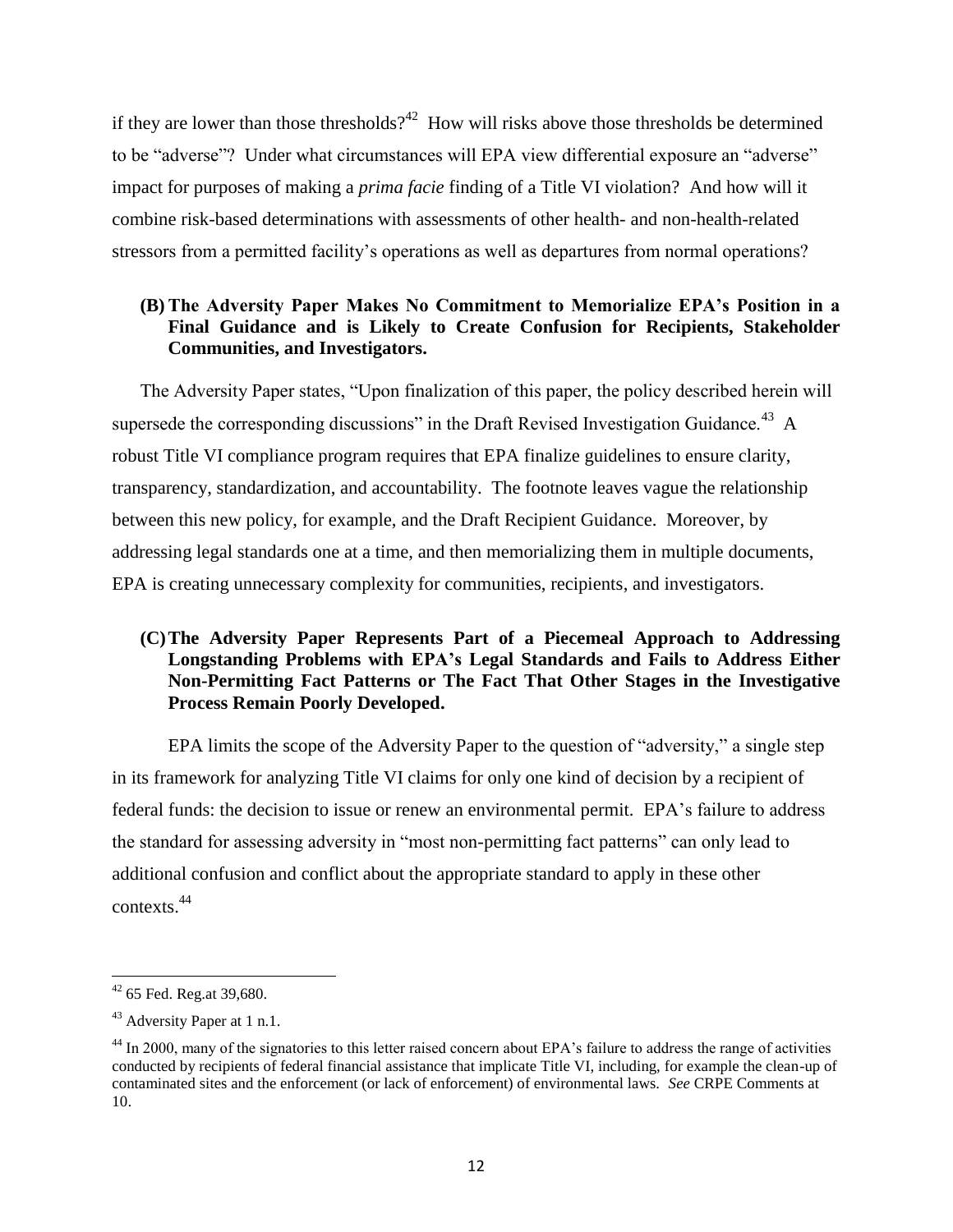if they are lower than those thresholds?[42] How will risks above those thresholds be determined to be "adverse"? Under what circumstances will EPA view differential exposure an "adverse" impact for purposes of making a *prima facie* finding of a Title VI violation? And how will it combine risk-based determinations with assessments of other health- and non-health-related stressors from a permitted facility's operations as well as departures from normal operations?

### (B) The Adversity Paper Makes No Commitment to Memorialize EPA's Position in a Final Guidance and is Likely to Create Confusion for Recipients, Stakeholder Communities, and Investigators.

The Adversity Paper states, "Upon finalization of this paper, the policy described herein will supersede the corresponding discussions" in the Draft Revised Investigation Guidance.[43] A robust Title VI compliance program requires that EPA finalize guidelines to ensure clarity, transparency, standardization, and accountability. The footnote leaves vague the relationship between this new policy, for example, and the Draft Recipient Guidance. Moreover, by addressing legal standards one at a time, and then memorializing them in multiple documents, EPA is creating unnecessary complexity for communities, recipients, and investigators.

### (C) The Adversity Paper Represents Part of a Piecemeal Approach to Addressing Longstanding Problems with EPA's Legal Standards and Fails to Address Either Non-Permitting Fact Patterns or The Fact That Other Stages in the Investigative Process Remain Poorly Developed.

EPA limits the scope of the Adversity Paper to the question of "adversity," a single step in its framework for analyzing Title VI claims for only one kind of decision by a recipient of federal funds: the decision to issue or renew an environmental permit. EPA's failure to address the standard for assessing adversity in "most non-permitting fact patterns" can only lead to additional confusion and conflict about the appropriate standard to apply in these other contexts.[44]

---

[42] 65 Fed. Reg.at 39,680.

[43] Adversity Paper at 1 n.1.

[44] In 2000, many of the signatories to this letter raised concern about EPA's failure to address the range of activities conducted by recipients of federal financial assistance that implicate Title VI, including, for example the clean-up of contaminated sites and the enforcement (or lack of enforcement) of environmental laws. *See* CRPE Comments at 10.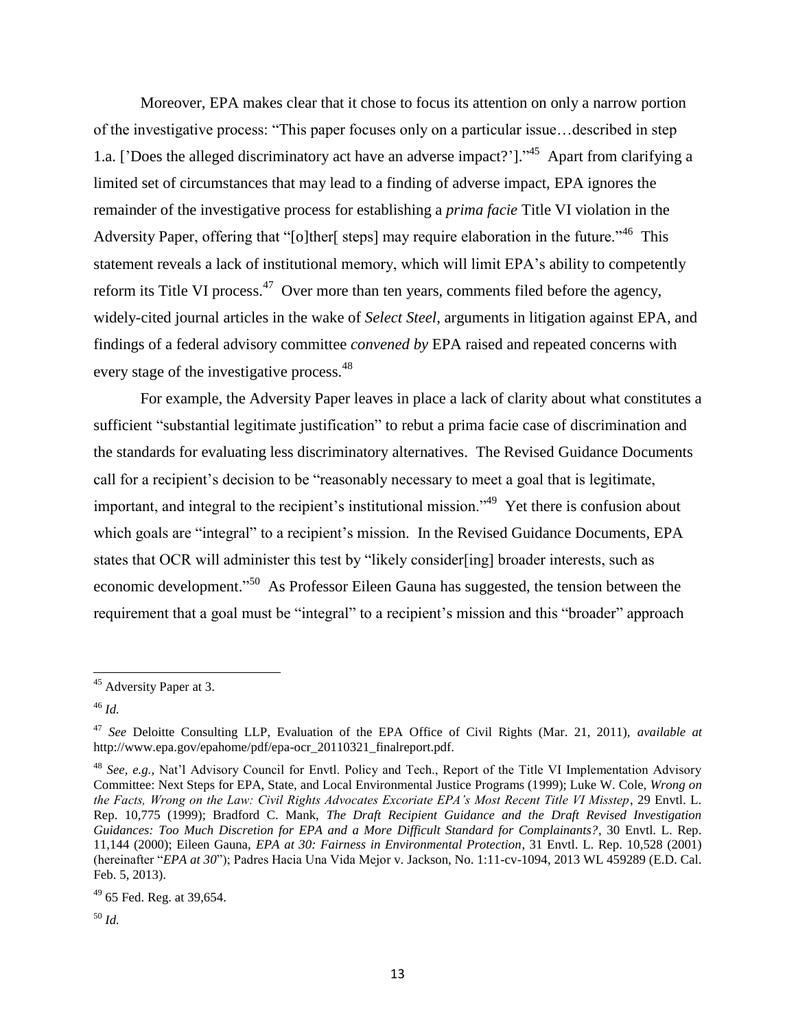Moreover, EPA makes clear that it chose to focus its attention on only a narrow portion of the investigative process: "This paper focuses only on a particular issue…described in step 1.a. ['Does the alleged discriminatory act have an adverse impact?']."[45] Apart from clarifying a limited set of circumstances that may lead to a finding of adverse impact, EPA ignores the remainder of the investigative process for establishing a *prima facie* Title VI violation in the Adversity Paper, offering that "[o]ther[ steps] may require elaboration in the future."[46] This statement reveals a lack of institutional memory, which will limit EPA's ability to competently reform its Title VI process.[47] Over more than ten years, comments filed before the agency, widely-cited journal articles in the wake of *Select Steel*, arguments in litigation against EPA, and findings of a federal advisory committee *convened by* EPA raised and repeated concerns with every stage of the investigative process.[48]

For example, the Adversity Paper leaves in place a lack of clarity about what constitutes a sufficient "substantial legitimate justification" to rebut a prima facie case of discrimination and the standards for evaluating less discriminatory alternatives. The Revised Guidance Documents call for a recipient's decision to be "reasonably necessary to meet a goal that is legitimate, important, and integral to the recipient's institutional mission."[49] Yet there is confusion about which goals are "integral" to a recipient's mission. In the Revised Guidance Documents, EPA states that OCR will administer this test by "likely consider[ing] broader interests, such as economic development."[50] As Professor Eileen Gauna has suggested, the tension between the requirement that a goal must be "integral" to a recipient's mission and this "broader" approach

---

[45] Adversity Paper at 3.

[46] *Id.*

[47] *See* Deloitte Consulting LLP, Evaluation of the EPA Office of Civil Rights (Mar. 21, 2011), *available at* http://www.epa.gov/epahome/pdf/epa-ocr_20110321_finalreport.pdf.

[48] *See, e.g.*, Nat'l Advisory Council for Envtl. Policy and Tech., Report of the Title VI Implementation Advisory Committee: Next Steps for EPA, State, and Local Environmental Justice Programs (1999); Luke W. Cole, *Wrong on the Facts, Wrong on the Law: Civil Rights Advocates Excoriate EPA's Most Recent Title VI Misstep*, 29 Envtl. L. Rep. 10,775 (1999); Bradford C. Mank, *The Draft Recipient Guidance and the Draft Revised Investigation Guidances: Too Much Discretion for EPA and a More Difficult Standard for Complainants?*, 30 Envtl. L. Rep. 11,144 (2000); Eileen Gauna, *EPA at 30: Fairness in Environmental Protection*, 31 Envtl. L. Rep. 10,528 (2001) (hereinafter "*EPA at 30*"); Padres Hacia Una Vida Mejor v. Jackson, No. 1:11-cv-1094, 2013 WL 459289 (E.D. Cal. Feb. 5, 2013).

[49] 65 Fed. Reg. at 39,654.

[50] *Id.*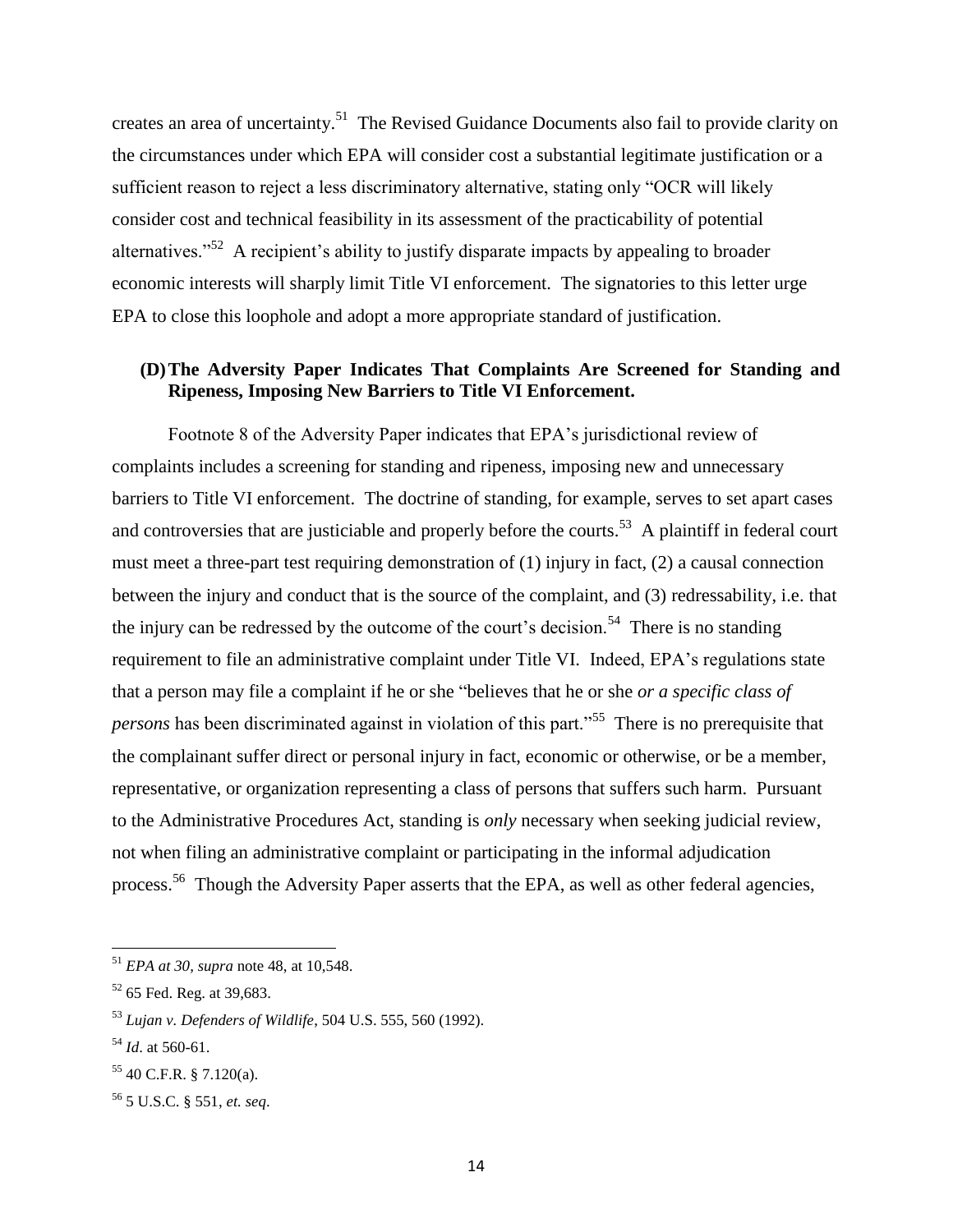creates an area of uncertainty.[51] The Revised Guidance Documents also fail to provide clarity on the circumstances under which EPA will consider cost a substantial legitimate justification or a sufficient reason to reject a less discriminatory alternative, stating only "OCR will likely consider cost and technical feasibility in its assessment of the practicability of potential alternatives."[52] A recipient's ability to justify disparate impacts by appealing to broader economic interests will sharply limit Title VI enforcement. The signatories to this letter urge EPA to close this loophole and adopt a more appropriate standard of justification.

### (D) The Adversity Paper Indicates That Complaints Are Screened for Standing and Ripeness, Imposing New Barriers to Title VI Enforcement.

Footnote 8 of the Adversity Paper indicates that EPA's jurisdictional review of complaints includes a screening for standing and ripeness, imposing new and unnecessary barriers to Title VI enforcement. The doctrine of standing, for example, serves to set apart cases and controversies that are justiciable and properly before the courts.[53] A plaintiff in federal court must meet a three-part test requiring demonstration of (1) injury in fact, (2) a causal connection between the injury and conduct that is the source of the complaint, and (3) redressability, i.e. that the injury can be redressed by the outcome of the court's decision.[54] There is no standing requirement to file an administrative complaint under Title VI. Indeed, EPA's regulations state that a person may file a complaint if he or she "believes that he or she *or a specific class of persons* has been discriminated against in violation of this part."[55] There is no prerequisite that the complainant suffer direct or personal injury in fact, economic or otherwise, or be a member, representative, or organization representing a class of persons that suffers such harm. Pursuant to the Administrative Procedures Act, standing is *only* necessary when seeking judicial review, not when filing an administrative complaint or participating in the informal adjudication process.[56] Though the Adversity Paper asserts that the EPA, as well as other federal agencies,

---

[51] *EPA at 30*, *supra* note 48, at 10,548.

[52] 65 Fed. Reg. at 39,683.

[53] *Lujan v. Defenders of Wildlife*, 504 U.S. 555, 560 (1992).

[54] *Id*. at 560-61.

[55] 40 C.F.R. § 7.120(a).

[56] 5 U.S.C. § 551, *et. seq*.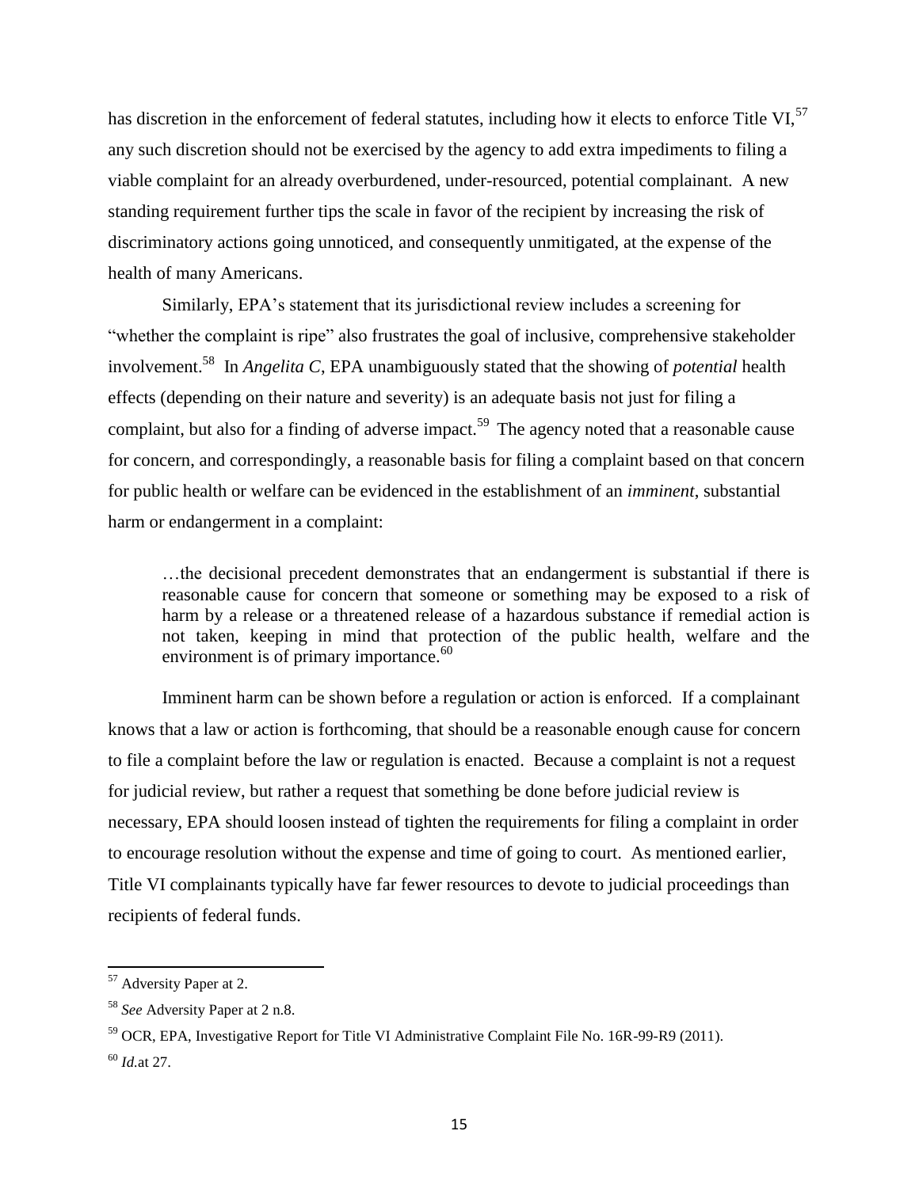has discretion in the enforcement of federal statutes, including how it elects to enforce Title VI,[57] any such discretion should not be exercised by the agency to add extra impediments to filing a viable complaint for an already overburdened, under-resourced, potential complainant. A new standing requirement further tips the scale in favor of the recipient by increasing the risk of discriminatory actions going unnoticed, and consequently unmitigated, at the expense of the health of many Americans.

Similarly, EPA's statement that its jurisdictional review includes a screening for "whether the complaint is ripe" also frustrates the goal of inclusive, comprehensive stakeholder involvement.[58] In *Angelita C*, EPA unambiguously stated that the showing of *potential* health effects (depending on their nature and severity) is an adequate basis not just for filing a complaint, but also for a finding of adverse impact.[59] The agency noted that a reasonable cause for concern, and correspondingly, a reasonable basis for filing a complaint based on that concern for public health or welfare can be evidenced in the establishment of an *imminent*, substantial harm or endangerment in a complaint:

> …the decisional precedent demonstrates that an endangerment is substantial if there is reasonable cause for concern that someone or something may be exposed to a risk of harm by a release or a threatened release of a hazardous substance if remedial action is not taken, keeping in mind that protection of the public health, welfare and the environment is of primary importance.[60]

Imminent harm can be shown before a regulation or action is enforced. If a complainant knows that a law or action is forthcoming, that should be a reasonable enough cause for concern to file a complaint before the law or regulation is enacted. Because a complaint is not a request for judicial review, but rather a request that something be done before judicial review is necessary, EPA should loosen instead of tighten the requirements for filing a complaint in order to encourage resolution without the expense and time of going to court. As mentioned earlier, Title VI complainants typically have far fewer resources to devote to judicial proceedings than recipients of federal funds.

---

[57] Adversity Paper at 2.

[58] *See* Adversity Paper at 2 n.8.

[59] OCR, EPA, Investigative Report for Title VI Administrative Complaint File No. 16R-99-R9 (2011).

[60] *Id.*at 27.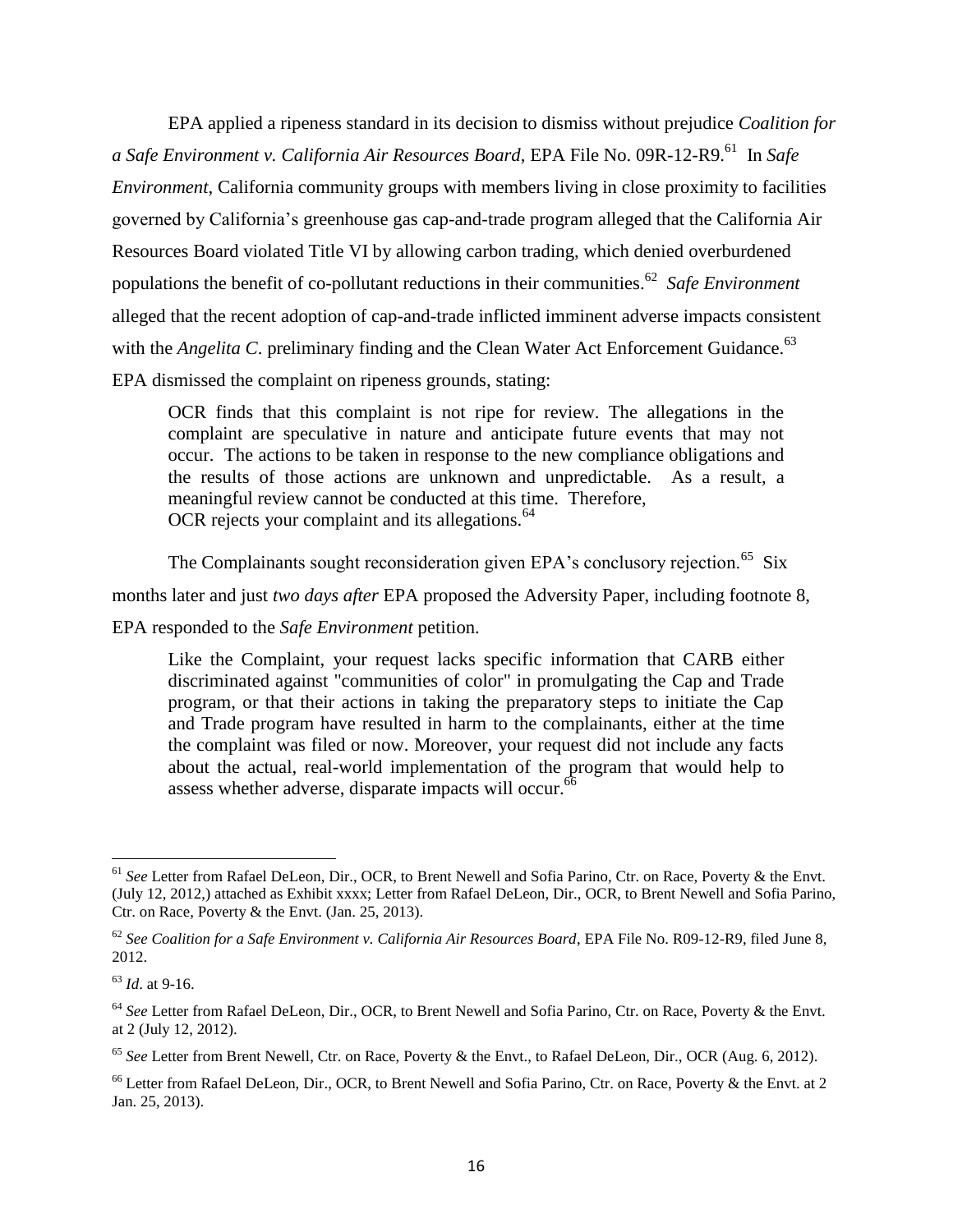EPA applied a ripeness standard in its decision to dismiss without prejudice *Coalition for a Safe Environment v. California Air Resources Board*, EPA File No. 09R-12-R9.[61] In *Safe Environment*, California community groups with members living in close proximity to facilities governed by California's greenhouse gas cap-and-trade program alleged that the California Air Resources Board violated Title VI by allowing carbon trading, which denied overburdened populations the benefit of co-pollutant reductions in their communities.[62] *Safe Environment* alleged that the recent adoption of cap-and-trade inflicted imminent adverse impacts consistent with the *Angelita C.* preliminary finding and the Clean Water Act Enforcement Guidance.[63] EPA dismissed the complaint on ripeness grounds, stating:

> OCR finds that this complaint is not ripe for review. The allegations in the complaint are speculative in nature and anticipate future events that may not occur. The actions to be taken in response to the new compliance obligations and the results of those actions are unknown and unpredictable. As a result, a meaningful review cannot be conducted at this time. Therefore, OCR rejects your complaint and its allegations.[64]

The Complainants sought reconsideration given EPA's conclusory rejection.[65] Six months later and just *two days after* EPA proposed the Adversity Paper, including footnote 8, EPA responded to the *Safe Environment* petition.

> Like the Complaint, your request lacks specific information that CARB either discriminated against "communities of color" in promulgating the Cap and Trade program, or that their actions in taking the preparatory steps to initiate the Cap and Trade program have resulted in harm to the complainants, either at the time the complaint was filed or now. Moreover, your request did not include any facts about the actual, real-world implementation of the program that would help to assess whether adverse, disparate impacts will occur.[66]

---

[61] *See* Letter from Rafael DeLeon, Dir., OCR, to Brent Newell and Sofia Parino, Ctr. on Race, Poverty & the Envt. (July 12, 2012,) attached as Exhibit xxxx; Letter from Rafael DeLeon, Dir., OCR, to Brent Newell and Sofia Parino, Ctr. on Race, Poverty & the Envt. (Jan. 25, 2013).

[62] *See Coalition for a Safe Environment v. California Air Resources Board*, EPA File No. R09-12-R9, filed June 8, 2012.

[63] *Id*. at 9-16.

[64] *See* Letter from Rafael DeLeon, Dir., OCR, to Brent Newell and Sofia Parino, Ctr. on Race, Poverty & the Envt. at 2 (July 12, 2012).

[65] *See* Letter from Brent Newell, Ctr. on Race, Poverty & the Envt., to Rafael DeLeon, Dir., OCR (Aug. 6, 2012).

[66] Letter from Rafael DeLeon, Dir., OCR, to Brent Newell and Sofia Parino, Ctr. on Race, Poverty & the Envt. at 2 Jan. 25, 2013).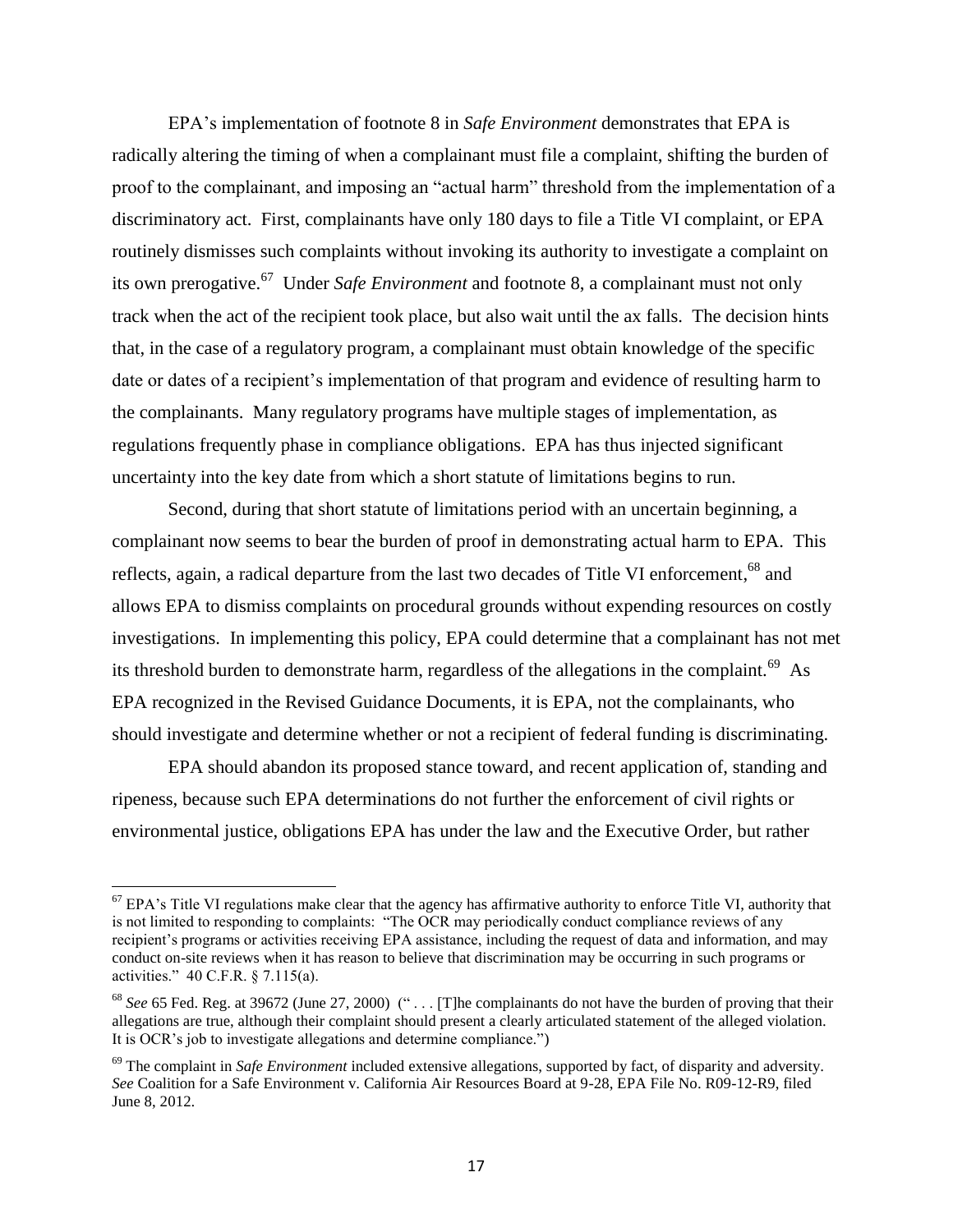EPA's implementation of footnote 8 in *Safe Environment* demonstrates that EPA is radically altering the timing of when a complainant must file a complaint, shifting the burden of proof to the complainant, and imposing an "actual harm" threshold from the implementation of a discriminatory act. First, complainants have only 180 days to file a Title VI complaint, or EPA routinely dismisses such complaints without invoking its authority to investigate a complaint on its own prerogative.[67] Under *Safe Environment* and footnote 8, a complainant must not only track when the act of the recipient took place, but also wait until the ax falls. The decision hints that, in the case of a regulatory program, a complainant must obtain knowledge of the specific date or dates of a recipient's implementation of that program and evidence of resulting harm to the complainants. Many regulatory programs have multiple stages of implementation, as regulations frequently phase in compliance obligations. EPA has thus injected significant uncertainty into the key date from which a short statute of limitations begins to run.

Second, during that short statute of limitations period with an uncertain beginning, a complainant now seems to bear the burden of proof in demonstrating actual harm to EPA. This reflects, again, a radical departure from the last two decades of Title VI enforcement,[68] and allows EPA to dismiss complaints on procedural grounds without expending resources on costly investigations. In implementing this policy, EPA could determine that a complainant has not met its threshold burden to demonstrate harm, regardless of the allegations in the complaint.[69] As EPA recognized in the Revised Guidance Documents, it is EPA, not the complainants, who should investigate and determine whether or not a recipient of federal funding is discriminating.

EPA should abandon its proposed stance toward, and recent application of, standing and ripeness, because such EPA determinations do not further the enforcement of civil rights or environmental justice, obligations EPA has under the law and the Executive Order, but rather

---

[67] EPA's Title VI regulations make clear that the agency has affirmative authority to enforce Title VI, authority that is not limited to responding to complaints: "The OCR may periodically conduct compliance reviews of any recipient's programs or activities receiving EPA assistance, including the request of data and information, and may conduct on-site reviews when it has reason to believe that discrimination may be occurring in such programs or activities." 40 C.F.R. § 7.115(a).

[68] *See* 65 Fed. Reg. at 39672 (June 27, 2000) (" . . . [T]he complainants do not have the burden of proving that their allegations are true, although their complaint should present a clearly articulated statement of the alleged violation. It is OCR's job to investigate allegations and determine compliance.")

[69] The complaint in *Safe Environment* included extensive allegations, supported by fact, of disparity and adversity. *See* Coalition for a Safe Environment v. California Air Resources Board at 9-28, EPA File No. R09-12-R9, filed June 8, 2012.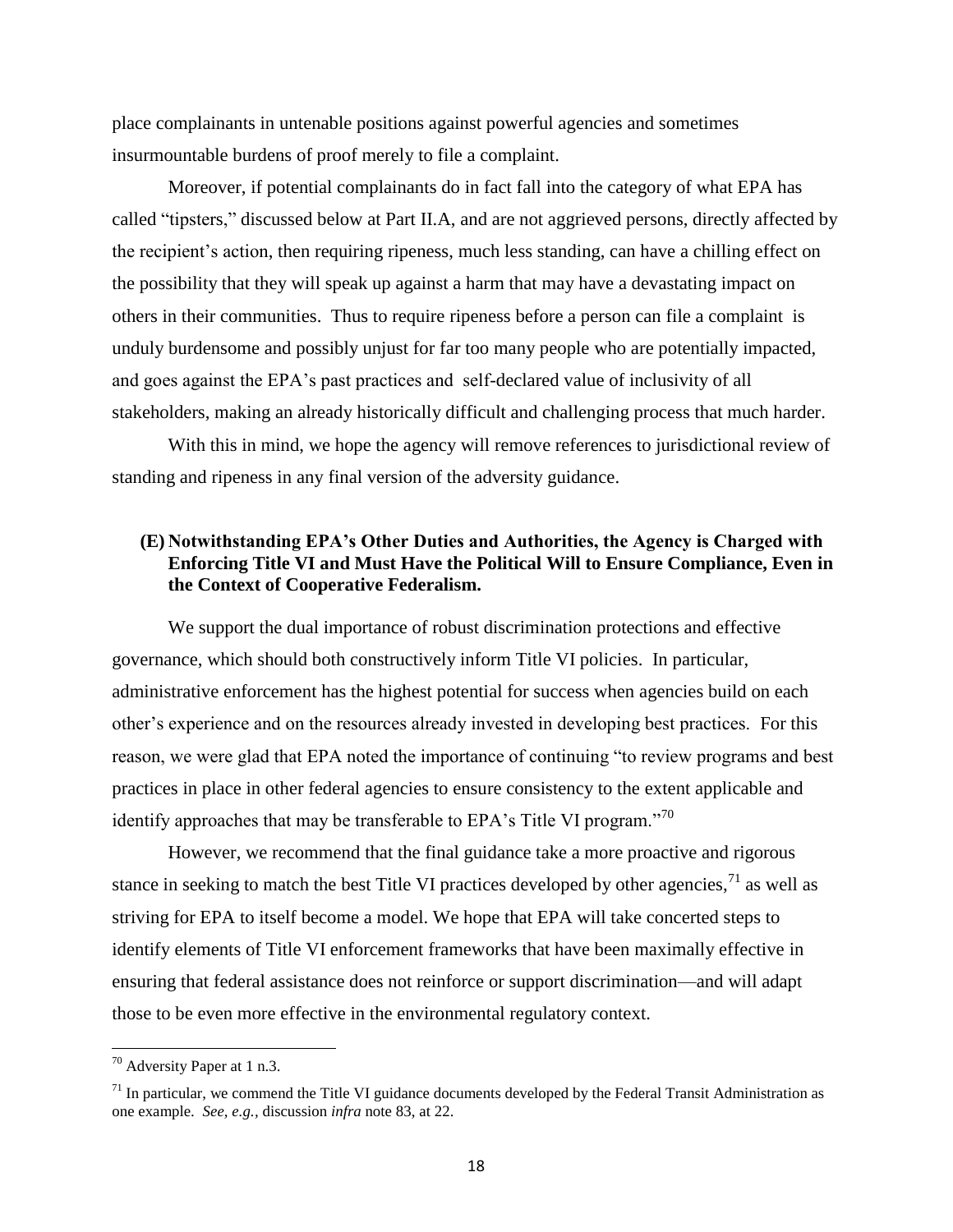place complainants in untenable positions against powerful agencies and sometimes insurmountable burdens of proof merely to file a complaint.

Moreover, if potential complainants do in fact fall into the category of what EPA has called "tipsters," discussed below at Part II.A, and are not aggrieved persons, directly affected by the recipient's action, then requiring ripeness, much less standing, can have a chilling effect on the possibility that they will speak up against a harm that may have a devastating impact on others in their communities. Thus to require ripeness before a person can file a complaint is unduly burdensome and possibly unjust for far too many people who are potentially impacted, and goes against the EPA's past practices and self-declared value of inclusivity of all stakeholders, making an already historically difficult and challenging process that much harder.

With this in mind, we hope the agency will remove references to jurisdictional review of standing and ripeness in any final version of the adversity guidance.

### (E) Notwithstanding EPA's Other Duties and Authorities, the Agency is Charged with Enforcing Title VI and Must Have the Political Will to Ensure Compliance, Even in the Context of Cooperative Federalism.

We support the dual importance of robust discrimination protections and effective governance, which should both constructively inform Title VI policies. In particular, administrative enforcement has the highest potential for success when agencies build on each other's experience and on the resources already invested in developing best practices. For this reason, we were glad that EPA noted the importance of continuing "to review programs and best practices in place in other federal agencies to ensure consistency to the extent applicable and identify approaches that may be transferable to EPA's Title VI program."[70]

However, we recommend that the final guidance take a more proactive and rigorous stance in seeking to match the best Title VI practices developed by other agencies,[71] as well as striving for EPA to itself become a model. We hope that EPA will take concerted steps to identify elements of Title VI enforcement frameworks that have been maximally effective in ensuring that federal assistance does not reinforce or support discrimination—and will adapt those to be even more effective in the environmental regulatory context.

---

[70] Adversity Paper at 1 n.3.

[71] In particular, we commend the Title VI guidance documents developed by the Federal Transit Administration as one example. *See, e.g.,* discussion *infra* note 83, at 22.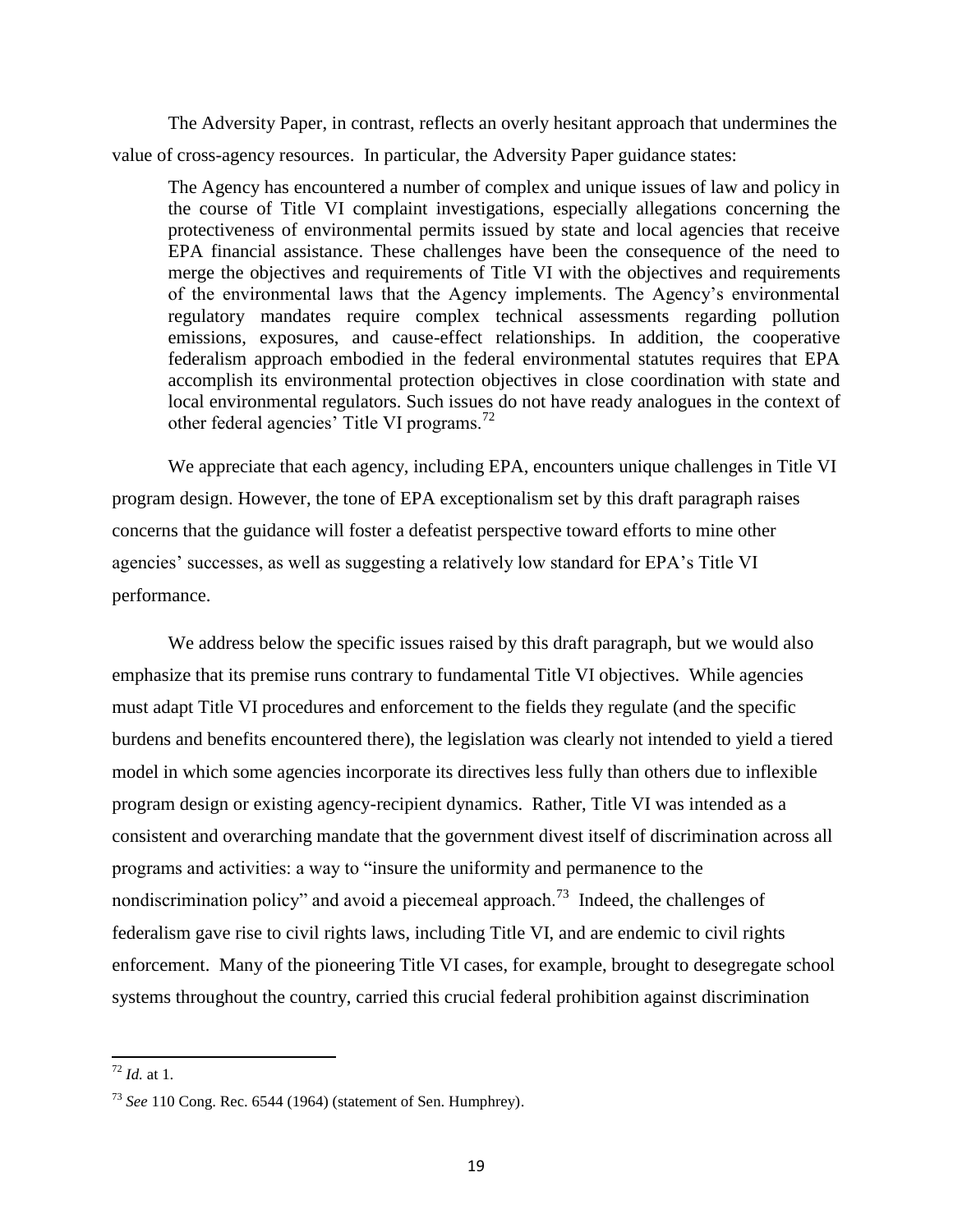The Adversity Paper, in contrast, reflects an overly hesitant approach that undermines the value of cross-agency resources. In particular, the Adversity Paper guidance states:

> The Agency has encountered a number of complex and unique issues of law and policy in the course of Title VI complaint investigations, especially allegations concerning the protectiveness of environmental permits issued by state and local agencies that receive EPA financial assistance. These challenges have been the consequence of the need to merge the objectives and requirements of Title VI with the objectives and requirements of the environmental laws that the Agency implements. The Agency's environmental regulatory mandates require complex technical assessments regarding pollution emissions, exposures, and cause-effect relationships. In addition, the cooperative federalism approach embodied in the federal environmental statutes requires that EPA accomplish its environmental protection objectives in close coordination with state and local environmental regulators. Such issues do not have ready analogues in the context of other federal agencies' Title VI programs.[72]

We appreciate that each agency, including EPA, encounters unique challenges in Title VI program design. However, the tone of EPA exceptionalism set by this draft paragraph raises concerns that the guidance will foster a defeatist perspective toward efforts to mine other agencies' successes, as well as suggesting a relatively low standard for EPA's Title VI performance.

We address below the specific issues raised by this draft paragraph, but we would also emphasize that its premise runs contrary to fundamental Title VI objectives. While agencies must adapt Title VI procedures and enforcement to the fields they regulate (and the specific burdens and benefits encountered there), the legislation was clearly not intended to yield a tiered model in which some agencies incorporate its directives less fully than others due to inflexible program design or existing agency-recipient dynamics. Rather, Title VI was intended as a consistent and overarching mandate that the government divest itself of discrimination across all programs and activities: a way to "insure the uniformity and permanence to the nondiscrimination policy" and avoid a piecemeal approach.[73] Indeed, the challenges of federalism gave rise to civil rights laws, including Title VI, and are endemic to civil rights enforcement. Many of the pioneering Title VI cases, for example, brought to desegregate school systems throughout the country, carried this crucial federal prohibition against discrimination

---

[72] *Id.* at 1.

[73] *See* 110 Cong. Rec. 6544 (1964) (statement of Sen. Humphrey).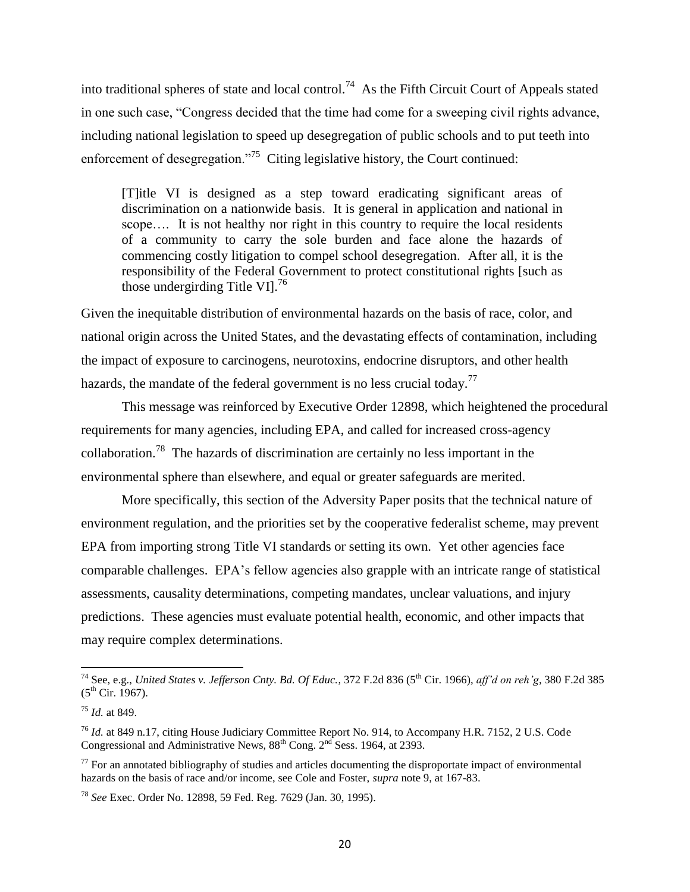into traditional spheres of state and local control.[74] As the Fifth Circuit Court of Appeals stated in one such case, "Congress decided that the time had come for a sweeping civil rights advance, including national legislation to speed up desegregation of public schools and to put teeth into enforcement of desegregation."[75] Citing legislative history, the Court continued:

> [T]itle VI is designed as a step toward eradicating significant areas of discrimination on a nationwide basis. It is general in application and national in scope…. It is not healthy nor right in this country to require the local residents of a community to carry the sole burden and face alone the hazards of commencing costly litigation to compel school desegregation. After all, it is the responsibility of the Federal Government to protect constitutional rights [such as those undergirding Title VI].[76]

Given the inequitable distribution of environmental hazards on the basis of race, color, and national origin across the United States, and the devastating effects of contamination, including the impact of exposure to carcinogens, neurotoxins, endocrine disruptors, and other health hazards, the mandate of the federal government is no less crucial today.[77]

This message was reinforced by Executive Order 12898, which heightened the procedural requirements for many agencies, including EPA, and called for increased cross-agency collaboration.[78] The hazards of discrimination are certainly no less important in the environmental sphere than elsewhere, and equal or greater safeguards are merited.

More specifically, this section of the Adversity Paper posits that the technical nature of environment regulation, and the priorities set by the cooperative federalist scheme, may prevent EPA from importing strong Title VI standards or setting its own. Yet other agencies face comparable challenges. EPA's fellow agencies also grapple with an intricate range of statistical assessments, causality determinations, competing mandates, unclear valuations, and injury predictions. These agencies must evaluate potential health, economic, and other impacts that may require complex determinations.

---

[74] See, e.g., *United States v. Jefferson Cnty. Bd. Of Educ.*, 372 F.2d 836 (5th Cir. 1966), *aff'd on reh'g*, 380 F.2d 385 (5th Cir. 1967).

[75] *Id.* at 849.

[76] *Id.* at 849 n.17, citing House Judiciary Committee Report No. 914, to Accompany H.R. 7152, 2 U.S. Code Congressional and Administrative News, 88th Cong. 2nd Sess. 1964, at 2393.

[77] For an annotated bibliography of studies and articles documenting the disproportate impact of environmental hazards on the basis of race and/or income, see Cole and Foster, *supra* note 9, at 167-83.

[78] *See* Exec. Order No. 12898, 59 Fed. Reg. 7629 (Jan. 30, 1995).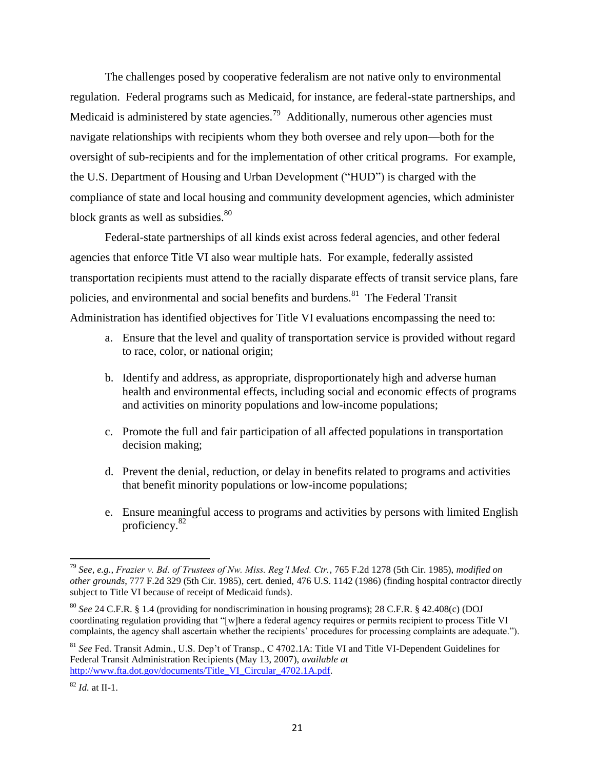The challenges posed by cooperative federalism are not native only to environmental regulation. Federal programs such as Medicaid, for instance, are federal-state partnerships, and Medicaid is administered by state agencies.[79] Additionally, numerous other agencies must navigate relationships with recipients whom they both oversee and rely upon—both for the oversight of sub-recipients and for the implementation of other critical programs. For example, the U.S. Department of Housing and Urban Development ("HUD") is charged with the compliance of state and local housing and community development agencies, which administer block grants as well as subsidies.[80]

Federal-state partnerships of all kinds exist across federal agencies, and other federal agencies that enforce Title VI also wear multiple hats. For example, federally assisted transportation recipients must attend to the racially disparate effects of transit service plans, fare policies, and environmental and social benefits and burdens.[81] The Federal Transit Administration has identified objectives for Title VI evaluations encompassing the need to:

a. Ensure that the level and quality of transportation service is provided without regard to race, color, or national origin;

b. Identify and address, as appropriate, disproportionately high and adverse human health and environmental effects, including social and economic effects of programs and activities on minority populations and low-income populations;

c. Promote the full and fair participation of all affected populations in transportation decision making;

d. Prevent the denial, reduction, or delay in benefits related to programs and activities that benefit minority populations or low-income populations;

e. Ensure meaningful access to programs and activities by persons with limited English proficiency.[82]

---

[79] *See, e.g.*, *Frazier v. Bd. of Trustees of Nw. Miss. Reg'l Med. Ctr.*, 765 F.2d 1278 (5th Cir. 1985), *modified on other grounds*, 777 F.2d 329 (5th Cir. 1985), cert. denied, 476 U.S. 1142 (1986) (finding hospital contractor directly subject to Title VI because of receipt of Medicaid funds).

[80] *See* 24 C.F.R. § 1.4 (providing for nondiscrimination in housing programs); 28 C.F.R. § 42.408(c) (DOJ coordinating regulation providing that "[w]here a federal agency requires or permits recipient to process Title VI complaints, the agency shall ascertain whether the recipients' procedures for processing complaints are adequate.").

[81] *See* Fed. Transit Admin., U.S. Dep't of Transp., C 4702.1A: Title VI and Title VI-Dependent Guidelines for Federal Transit Administration Recipients (May 13, 2007), *available at* http://www.fta.dot.gov/documents/Title_VI_Circular_4702.1A.pdf.

[82] *Id.* at II-1.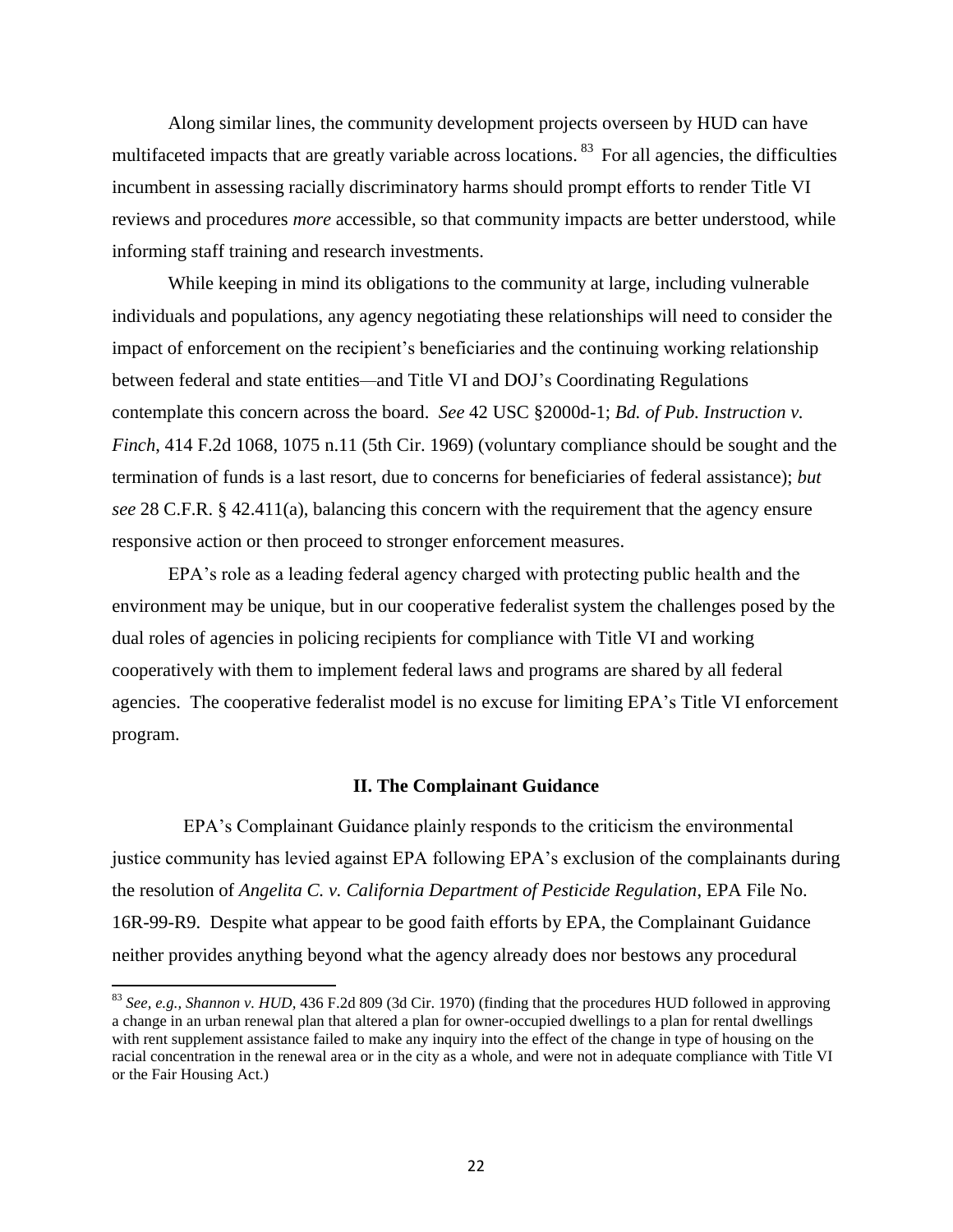Along similar lines, the community development projects overseen by HUD can have multifaceted impacts that are greatly variable across locations.[83] For all agencies, the difficulties incumbent in assessing racially discriminatory harms should prompt efforts to render Title VI reviews and procedures *more* accessible, so that community impacts are better understood, while informing staff training and research investments.

While keeping in mind its obligations to the community at large, including vulnerable individuals and populations, any agency negotiating these relationships will need to consider the impact of enforcement on the recipient's beneficiaries and the continuing working relationship between federal and state entities—and Title VI and DOJ's Coordinating Regulations contemplate this concern across the board. *See* 42 USC §2000d-1; *Bd. of Pub. Instruction v. Finch*, 414 F.2d 1068, 1075 n.11 (5th Cir. 1969) (voluntary compliance should be sought and the termination of funds is a last resort, due to concerns for beneficiaries of federal assistance); *but see* 28 C.F.R. § 42.411(a), balancing this concern with the requirement that the agency ensure responsive action or then proceed to stronger enforcement measures.

EPA's role as a leading federal agency charged with protecting public health and the environment may be unique, but in our cooperative federalist system the challenges posed by the dual roles of agencies in policing recipients for compliance with Title VI and working cooperatively with them to implement federal laws and programs are shared by all federal agencies. The cooperative federalist model is no excuse for limiting EPA's Title VI enforcement program.

## II. The Complainant Guidance

EPA's Complainant Guidance plainly responds to the criticism the environmental justice community has levied against EPA following EPA's exclusion of the complainants during the resolution of *Angelita C. v. California Department of Pesticide Regulation*, EPA File No. 16R-99-R9. Despite what appear to be good faith efforts by EPA, the Complainant Guidance neither provides anything beyond what the agency already does nor bestows any procedural

---

[83] *See, e.g., Shannon v. HUD*, 436 F.2d 809 (3d Cir. 1970) (finding that the procedures HUD followed in approving a change in an urban renewal plan that altered a plan for owner-occupied dwellings to a plan for rental dwellings with rent supplement assistance failed to make any inquiry into the effect of the change in type of housing on the racial concentration in the renewal area or in the city as a whole, and were not in adequate compliance with Title VI or the Fair Housing Act.)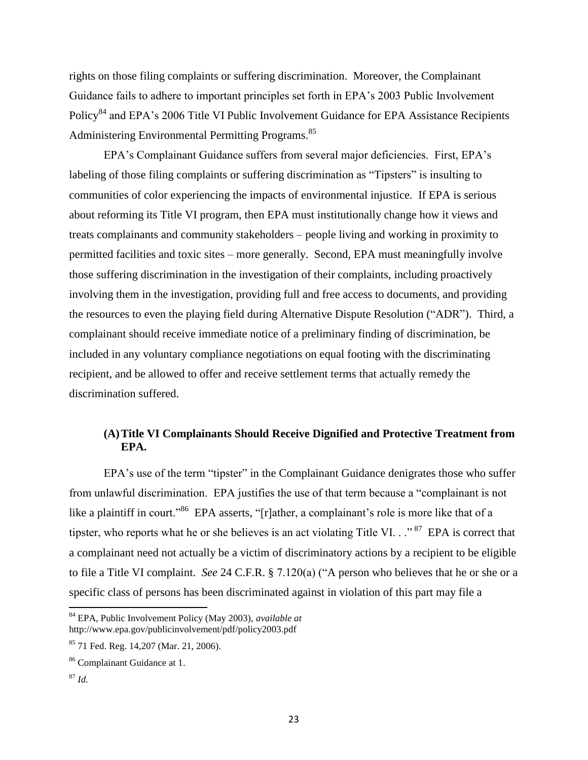rights on those filing complaints or suffering discrimination. Moreover, the Complainant Guidance fails to adhere to important principles set forth in EPA's 2003 Public Involvement Policy[84] and EPA's 2006 Title VI Public Involvement Guidance for EPA Assistance Recipients Administering Environmental Permitting Programs.[85]

EPA's Complainant Guidance suffers from several major deficiencies. First, EPA's labeling of those filing complaints or suffering discrimination as "Tipsters" is insulting to communities of color experiencing the impacts of environmental injustice. If EPA is serious about reforming its Title VI program, then EPA must institutionally change how it views and treats complainants and community stakeholders – people living and working in proximity to permitted facilities and toxic sites – more generally. Second, EPA must meaningfully involve those suffering discrimination in the investigation of their complaints, including proactively involving them in the investigation, providing full and free access to documents, and providing the resources to even the playing field during Alternative Dispute Resolution ("ADR"). Third, a complainant should receive immediate notice of a preliminary finding of discrimination, be included in any voluntary compliance negotiations on equal footing with the discriminating recipient, and be allowed to offer and receive settlement terms that actually remedy the discrimination suffered.

### (A) Title VI Complainants Should Receive Dignified and Protective Treatment from EPA.

EPA's use of the term "tipster" in the Complainant Guidance denigrates those who suffer from unlawful discrimination. EPA justifies the use of that term because a "complainant is not like a plaintiff in court."[86] EPA asserts, "[r]ather, a complainant's role is more like that of a tipster, who reports what he or she believes is an act violating Title VI. . ."[87] EPA is correct that a complainant need not actually be a victim of discriminatory actions by a recipient to be eligible to file a Title VI complaint. *See* 24 C.F.R. § 7.120(a) ("A person who believes that he or she or a specific class of persons has been discriminated against in violation of this part may file a

---

[84] EPA, Public Involvement Policy (May 2003), *available at* http://www.epa.gov/publicinvolvement/pdf/policy2003.pdf

[85] 71 Fed. Reg. 14,207 (Mar. 21, 2006).

[86] Complainant Guidance at 1.

[87] *Id.*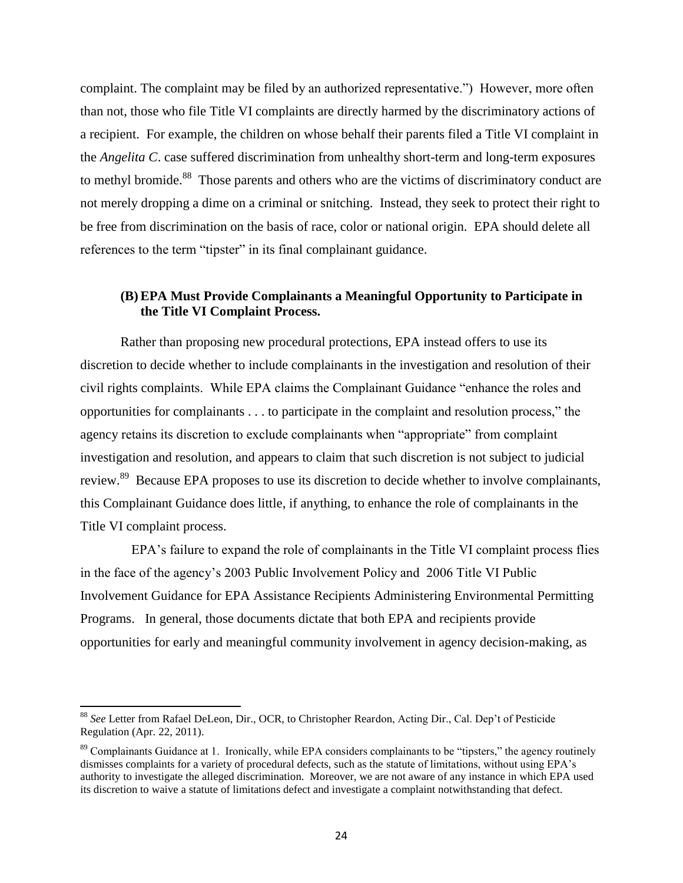complaint. The complaint may be filed by an authorized representative.") However, more often than not, those who file Title VI complaints are directly harmed by the discriminatory actions of a recipient. For example, the children on whose behalf their parents filed a Title VI complaint in the *Angelita C*. case suffered discrimination from unhealthy short-term and long-term exposures to methyl bromide.[88] Those parents and others who are the victims of discriminatory conduct are not merely dropping a dime on a criminal or snitching. Instead, they seek to protect their right to be free from discrimination on the basis of race, color or national origin. EPA should delete all references to the term "tipster" in its final complainant guidance.

### (B) EPA Must Provide Complainants a Meaningful Opportunity to Participate in the Title VI Complaint Process.

Rather than proposing new procedural protections, EPA instead offers to use its discretion to decide whether to include complainants in the investigation and resolution of their civil rights complaints. While EPA claims the Complainant Guidance "enhance the roles and opportunities for complainants . . . to participate in the complaint and resolution process," the agency retains its discretion to exclude complainants when "appropriate" from complaint investigation and resolution, and appears to claim that such discretion is not subject to judicial review.[89] Because EPA proposes to use its discretion to decide whether to involve complainants, this Complainant Guidance does little, if anything, to enhance the role of complainants in the Title VI complaint process.

EPA's failure to expand the role of complainants in the Title VI complaint process flies in the face of the agency's 2003 Public Involvement Policy and 2006 Title VI Public Involvement Guidance for EPA Assistance Recipients Administering Environmental Permitting Programs. In general, those documents dictate that both EPA and recipients provide opportunities for early and meaningful community involvement in agency decision-making, as

---

[88] *See* Letter from Rafael DeLeon, Dir., OCR, to Christopher Reardon, Acting Dir., Cal. Dep't of Pesticide Regulation (Apr. 22, 2011).

[89] Complainants Guidance at 1. Ironically, while EPA considers complainants to be "tipsters," the agency routinely dismisses complaints for a variety of procedural defects, such as the statute of limitations, without using EPA's authority to investigate the alleged discrimination. Moreover, we are not aware of any instance in which EPA used its discretion to waive a statute of limitations defect and investigate a complaint notwithstanding that defect.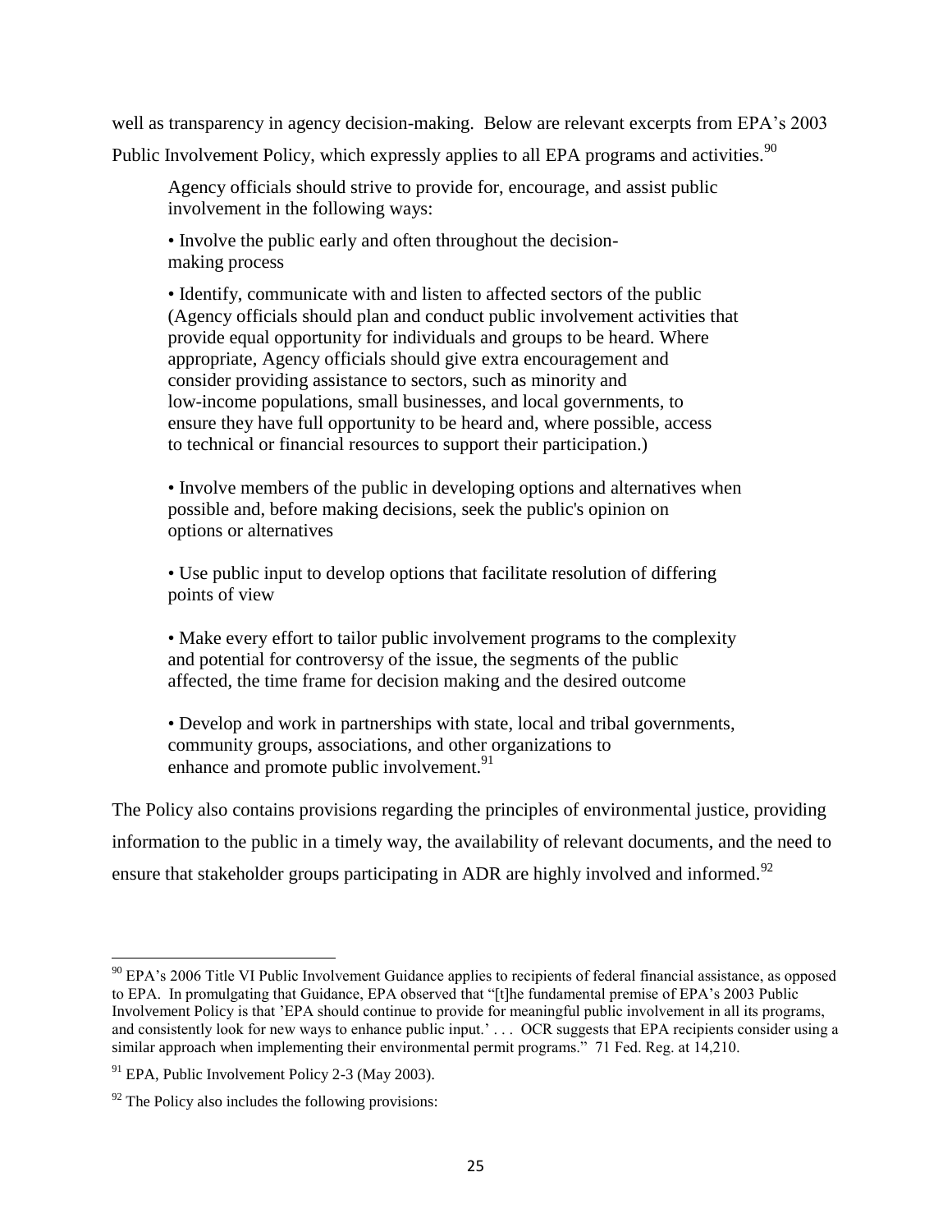well as transparency in agency decision-making. Below are relevant excerpts from EPA's 2003 Public Involvement Policy, which expressly applies to all EPA programs and activities.[90]

> Agency officials should strive to provide for, encourage, and assist public involvement in the following ways:
>
> • Involve the public early and often throughout the decision-making process
>
> • Identify, communicate with and listen to affected sectors of the public (Agency officials should plan and conduct public involvement activities that provide equal opportunity for individuals and groups to be heard. Where appropriate, Agency officials should give extra encouragement and consider providing assistance to sectors, such as minority and low-income populations, small businesses, and local governments, to ensure they have full opportunity to be heard and, where possible, access to technical or financial resources to support their participation.)
>
> • Involve members of the public in developing options and alternatives when possible and, before making decisions, seek the public's opinion on options or alternatives
>
> • Use public input to develop options that facilitate resolution of differing points of view
>
> • Make every effort to tailor public involvement programs to the complexity and potential for controversy of the issue, the segments of the public affected, the time frame for decision making and the desired outcome
>
> • Develop and work in partnerships with state, local and tribal governments, community groups, associations, and other organizations to enhance and promote public involvement.[91]

The Policy also contains provisions regarding the principles of environmental justice, providing information to the public in a timely way, the availability of relevant documents, and the need to ensure that stakeholder groups participating in ADR are highly involved and informed.[92]

---

[90] EPA's 2006 Title VI Public Involvement Guidance applies to recipients of federal financial assistance, as opposed to EPA. In promulgating that Guidance, EPA observed that "[t]he fundamental premise of EPA's 2003 Public Involvement Policy is that 'EPA should continue to provide for meaningful public involvement in all its programs, and consistently look for new ways to enhance public input.' . . . OCR suggests that EPA recipients consider using a similar approach when implementing their environmental permit programs." 71 Fed. Reg. at 14,210.

[91] EPA, Public Involvement Policy 2-3 (May 2003).

[92] The Policy also includes the following provisions: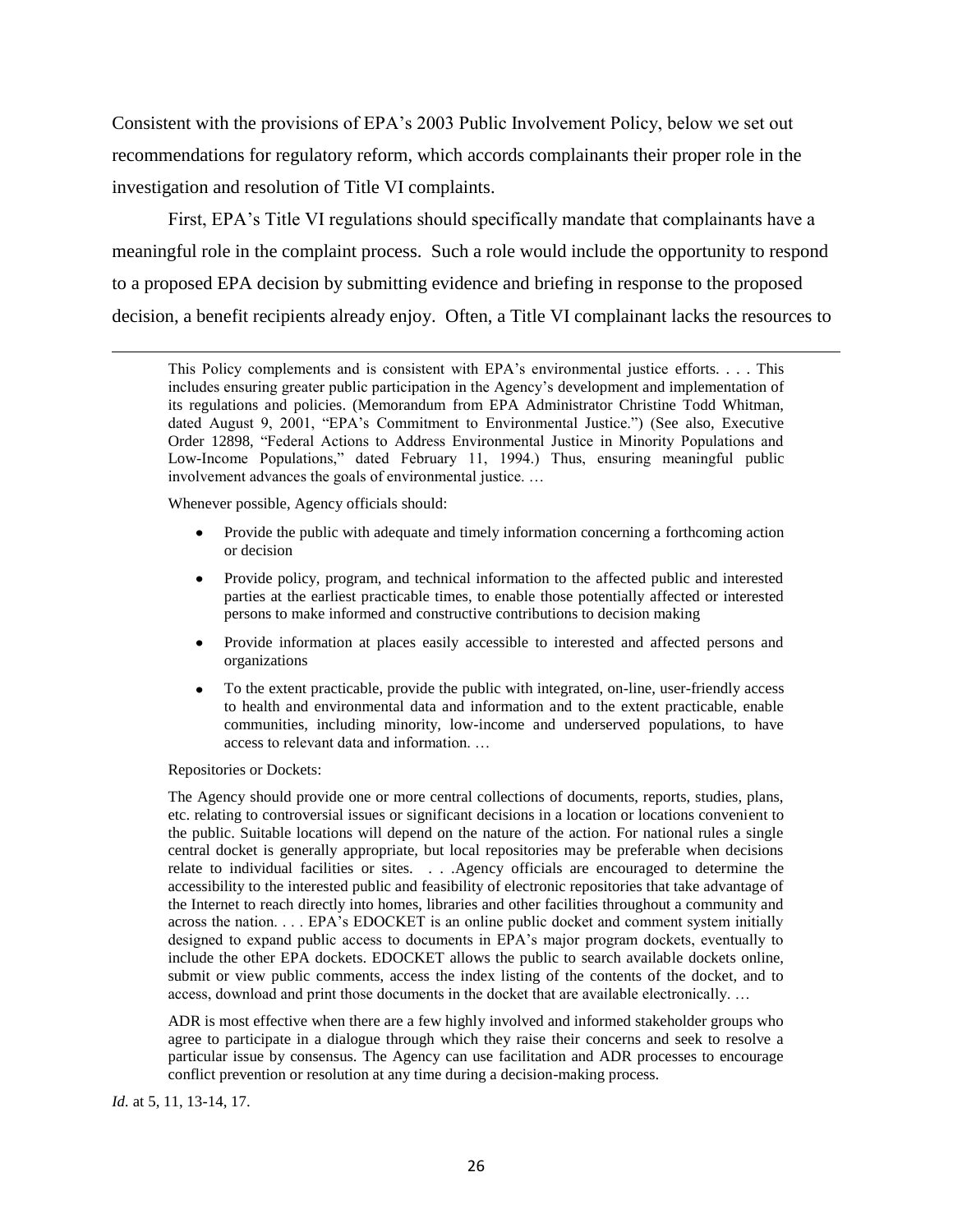Consistent with the provisions of EPA's 2003 Public Involvement Policy, below we set out recommendations for regulatory reform, which accords complainants their proper role in the investigation and resolution of Title VI complaints.

First, EPA's Title VI regulations should specifically mandate that complainants have a meaningful role in the complaint process. Such a role would include the opportunity to respond to a proposed EPA decision by submitting evidence and briefing in response to the proposed decision, a benefit recipients already enjoy. Often, a Title VI complainant lacks the resources to

---

> This Policy complements and is consistent with EPA's environmental justice efforts. . . . This includes ensuring greater public participation in the Agency's development and implementation of its regulations and policies. (Memorandum from EPA Administrator Christine Todd Whitman, dated August 9, 2001, "EPA's Commitment to Environmental Justice.") (See also, Executive Order 12898, "Federal Actions to Address Environmental Justice in Minority Populations and Low-Income Populations," dated February 11, 1994.) Thus, ensuring meaningful public involvement advances the goals of environmental justice. …
>
> Whenever possible, Agency officials should:
>
> - Provide the public with adequate and timely information concerning a forthcoming action or decision
> - Provide policy, program, and technical information to the affected public and interested parties at the earliest practicable times, to enable those potentially affected or interested persons to make informed and constructive contributions to decision making
> - Provide information at places easily accessible to interested and affected persons and organizations
> - To the extent practicable, provide the public with integrated, on-line, user-friendly access to health and environmental data and information and to the extent practicable, enable communities, including minority, low-income and underserved populations, to have access to relevant data and information. …
>
> Repositories or Dockets:
>
> The Agency should provide one or more central collections of documents, reports, studies, plans, etc. relating to controversial issues or significant decisions in a location or locations convenient to the public. Suitable locations will depend on the nature of the action. For national rules a single central docket is generally appropriate, but local repositories may be preferable when decisions relate to individual facilities or sites. . . .Agency officials are encouraged to determine the accessibility to the interested public and feasibility of electronic repositories that take advantage of the Internet to reach directly into homes, libraries and other facilities throughout a community and across the nation. . . . EPA's EDOCKET is an online public docket and comment system initially designed to expand public access to documents in EPA's major program dockets, eventually to include the other EPA dockets. EDOCKET allows the public to search available dockets online, submit or view public comments, access the index listing of the contents of the docket, and to access, download and print those documents in the docket that are available electronically. …
>
> ADR is most effective when there are a few highly involved and informed stakeholder groups who agree to participate in a dialogue through which they raise their concerns and seek to resolve a particular issue by consensus. The Agency can use facilitation and ADR processes to encourage conflict prevention or resolution at any time during a decision-making process.

*Id.* at 5, 11, 13-14, 17.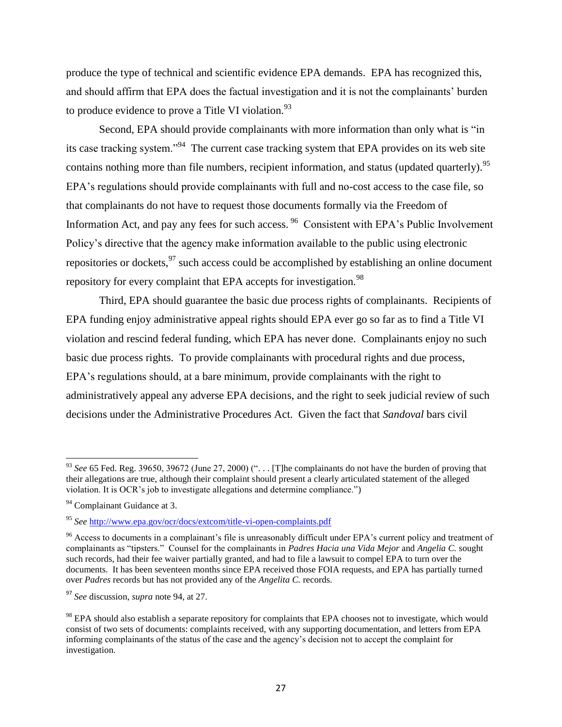produce the type of technical and scientific evidence EPA demands. EPA has recognized this, and should affirm that EPA does the factual investigation and it is not the complainants' burden to produce evidence to prove a Title VI violation.[93]

Second, EPA should provide complainants with more information than only what is "in its case tracking system."[94] The current case tracking system that EPA provides on its web site contains nothing more than file numbers, recipient information, and status (updated quarterly).[95] EPA's regulations should provide complainants with full and no-cost access to the case file, so that complainants do not have to request those documents formally via the Freedom of Information Act, and pay any fees for such access.[96] Consistent with EPA's Public Involvement Policy's directive that the agency make information available to the public using electronic repositories or dockets,[97] such access could be accomplished by establishing an online document repository for every complaint that EPA accepts for investigation.[98]

Third, EPA should guarantee the basic due process rights of complainants. Recipients of EPA funding enjoy administrative appeal rights should EPA ever go so far as to find a Title VI violation and rescind federal funding, which EPA has never done. Complainants enjoy no such basic due process rights. To provide complainants with procedural rights and due process, EPA's regulations should, at a bare minimum, provide complainants with the right to administratively appeal any adverse EPA decisions, and the right to seek judicial review of such decisions under the Administrative Procedures Act. Given the fact that *Sandoval* bars civil

---

[93] *See* 65 Fed. Reg. 39650, 39672 (June 27, 2000) (". . . [T]he complainants do not have the burden of proving that their allegations are true, although their complaint should present a clearly articulated statement of the alleged violation. It is OCR's job to investigate allegations and determine compliance.")

[94] Complainant Guidance at 3.

[95] *See* http://www.epa.gov/ocr/docs/extcom/title-vi-open-complaints.pdf

[96] Access to documents in a complainant's file is unreasonably difficult under EPA's current policy and treatment of complainants as "tipsters." Counsel for the complainants in *Padres Hacia una Vida Mejor* and *Angelia C.* sought such records, had their fee waiver partially granted, and had to file a lawsuit to compel EPA to turn over the documents. It has been seventeen months since EPA received those FOIA requests, and EPA has partially turned over *Padres* records but has not provided any of the *Angelita C.* records.

[97] *See* discussion, *supra* note 94, at 27.

[98] EPA should also establish a separate repository for complaints that EPA chooses not to investigate, which would consist of two sets of documents: complaints received, with any supporting documentation, and letters from EPA informing complainants of the status of the case and the agency's decision not to accept the complaint for investigation.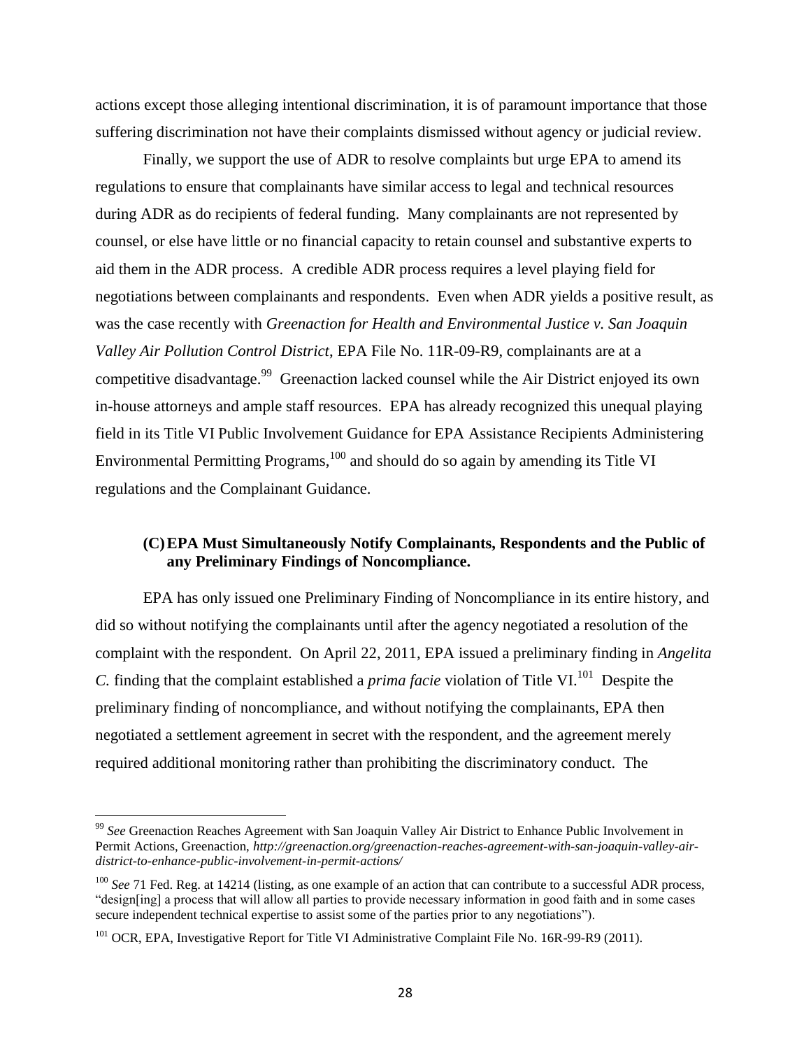actions except those alleging intentional discrimination, it is of paramount importance that those suffering discrimination not have their complaints dismissed without agency or judicial review.

Finally, we support the use of ADR to resolve complaints but urge EPA to amend its regulations to ensure that complainants have similar access to legal and technical resources during ADR as do recipients of federal funding. Many complainants are not represented by counsel, or else have little or no financial capacity to retain counsel and substantive experts to aid them in the ADR process. A credible ADR process requires a level playing field for negotiations between complainants and respondents. Even when ADR yields a positive result, as was the case recently with *Greenaction for Health and Environmental Justice v. San Joaquin Valley Air Pollution Control District*, EPA File No. 11R-09-R9, complainants are at a competitive disadvantage.[99] Greenaction lacked counsel while the Air District enjoyed its own in-house attorneys and ample staff resources. EPA has already recognized this unequal playing field in its Title VI Public Involvement Guidance for EPA Assistance Recipients Administering Environmental Permitting Programs,[100] and should do so again by amending its Title VI regulations and the Complainant Guidance.

### (C) EPA Must Simultaneously Notify Complainants, Respondents and the Public of any Preliminary Findings of Noncompliance.

EPA has only issued one Preliminary Finding of Noncompliance in its entire history, and did so without notifying the complainants until after the agency negotiated a resolution of the complaint with the respondent. On April 22, 2011, EPA issued a preliminary finding in *Angelita C.* finding that the complaint established a *prima facie* violation of Title VI.[101] Despite the preliminary finding of noncompliance, and without notifying the complainants, EPA then negotiated a settlement agreement in secret with the respondent, and the agreement merely required additional monitoring rather than prohibiting the discriminatory conduct. The

---

[99] *See* Greenaction Reaches Agreement with San Joaquin Valley Air District to Enhance Public Involvement in Permit Actions, Greenaction, *http://greenaction.org/greenaction-reaches-agreement-with-san-joaquin-valley-air-district-to-enhance-public-involvement-in-permit-actions/*

[100] *See* 71 Fed. Reg. at 14214 (listing, as one example of an action that can contribute to a successful ADR process, "design[ing] a process that will allow all parties to provide necessary information in good faith and in some cases secure independent technical expertise to assist some of the parties prior to any negotiations").

[101] OCR, EPA, Investigative Report for Title VI Administrative Complaint File No. 16R-99-R9 (2011).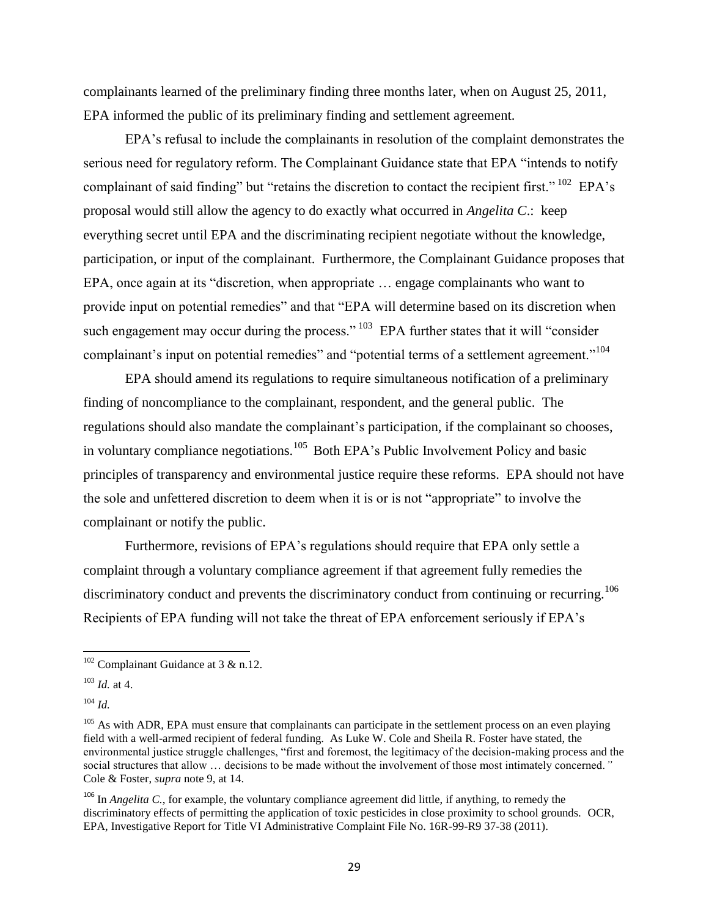complainants learned of the preliminary finding three months later, when on August 25, 2011, EPA informed the public of its preliminary finding and settlement agreement.

EPA's refusal to include the complainants in resolution of the complaint demonstrates the serious need for regulatory reform. The Complainant Guidance state that EPA "intends to notify complainant of said finding" but "retains the discretion to contact the recipient first."[102] EPA's proposal would still allow the agency to do exactly what occurred in *Angelita C*.: keep everything secret until EPA and the discriminating recipient negotiate without the knowledge, participation, or input of the complainant. Furthermore, the Complainant Guidance proposes that EPA, once again at its "discretion, when appropriate … engage complainants who want to provide input on potential remedies" and that "EPA will determine based on its discretion when such engagement may occur during the process."[103] EPA further states that it will "consider complainant's input on potential remedies" and "potential terms of a settlement agreement."[104]

EPA should amend its regulations to require simultaneous notification of a preliminary finding of noncompliance to the complainant, respondent, and the general public. The regulations should also mandate the complainant's participation, if the complainant so chooses, in voluntary compliance negotiations.[105] Both EPA's Public Involvement Policy and basic principles of transparency and environmental justice require these reforms. EPA should not have the sole and unfettered discretion to deem when it is or is not "appropriate" to involve the complainant or notify the public.

Furthermore, revisions of EPA's regulations should require that EPA only settle a complaint through a voluntary compliance agreement if that agreement fully remedies the discriminatory conduct and prevents the discriminatory conduct from continuing or recurring.[106] Recipients of EPA funding will not take the threat of EPA enforcement seriously if EPA's

---

[102] Complainant Guidance at 3 & n.12.

[103] *Id.* at 4.

[104] *Id.*

[105] As with ADR, EPA must ensure that complainants can participate in the settlement process on an even playing field with a well-armed recipient of federal funding. As Luke W. Cole and Sheila R. Foster have stated, the environmental justice struggle challenges, "first and foremost, the legitimacy of the decision-making process and the social structures that allow … decisions to be made without the involvement of those most intimately concerned*."* Cole & Foster, *supra* note 9, at 14.

[106] In *Angelita C.*, for example, the voluntary compliance agreement did little, if anything, to remedy the discriminatory effects of permitting the application of toxic pesticides in close proximity to school grounds. OCR, EPA, Investigative Report for Title VI Administrative Complaint File No. 16R-99-R9 37-38 (2011).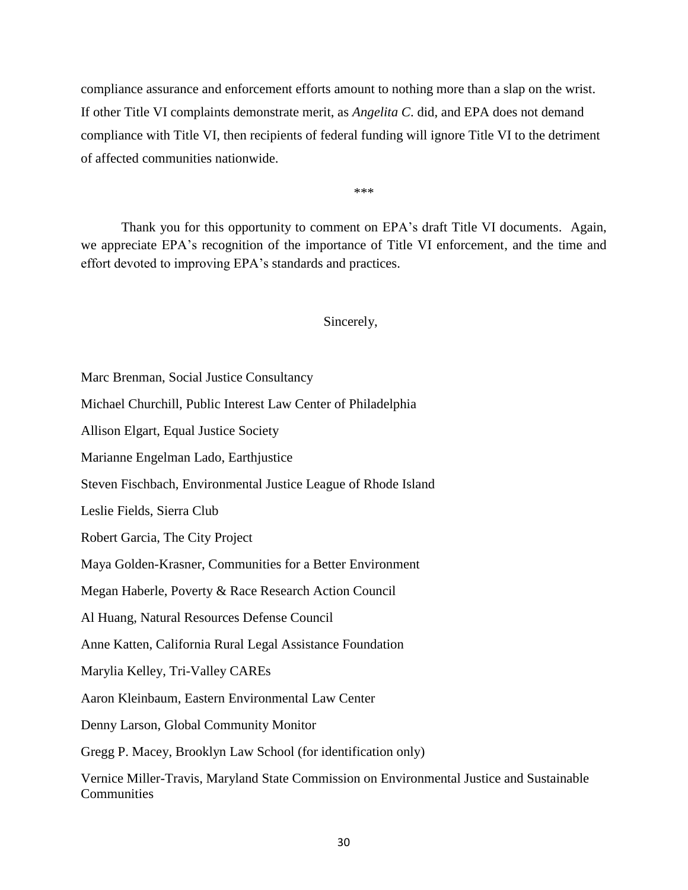compliance assurance and enforcement efforts amount to nothing more than a slap on the wrist. If other Title VI complaints demonstrate merit, as *Angelita C*. did, and EPA does not demand compliance with Title VI, then recipients of federal funding will ignore Title VI to the detriment of affected communities nationwide.

\*\*\*

Thank you for this opportunity to comment on EPA's draft Title VI documents. Again, we appreciate EPA's recognition of the importance of Title VI enforcement, and the time and effort devoted to improving EPA's standards and practices.

Sincerely,

Marc Brenman, Social Justice Consultancy

Michael Churchill, Public Interest Law Center of Philadelphia

Allison Elgart, Equal Justice Society

Marianne Engelman Lado, Earthjustice

Steven Fischbach, Environmental Justice League of Rhode Island

Leslie Fields, Sierra Club

Robert Garcia, The City Project

Maya Golden-Krasner, Communities for a Better Environment

Megan Haberle, Poverty & Race Research Action Council

Al Huang, Natural Resources Defense Council

Anne Katten, California Rural Legal Assistance Foundation

Marylia Kelley, Tri-Valley CAREs

Aaron Kleinbaum, Eastern Environmental Law Center

Denny Larson, Global Community Monitor

Gregg P. Macey, Brooklyn Law School (for identification only)

Vernice Miller-Travis, Maryland State Commission on Environmental Justice and Sustainable Communities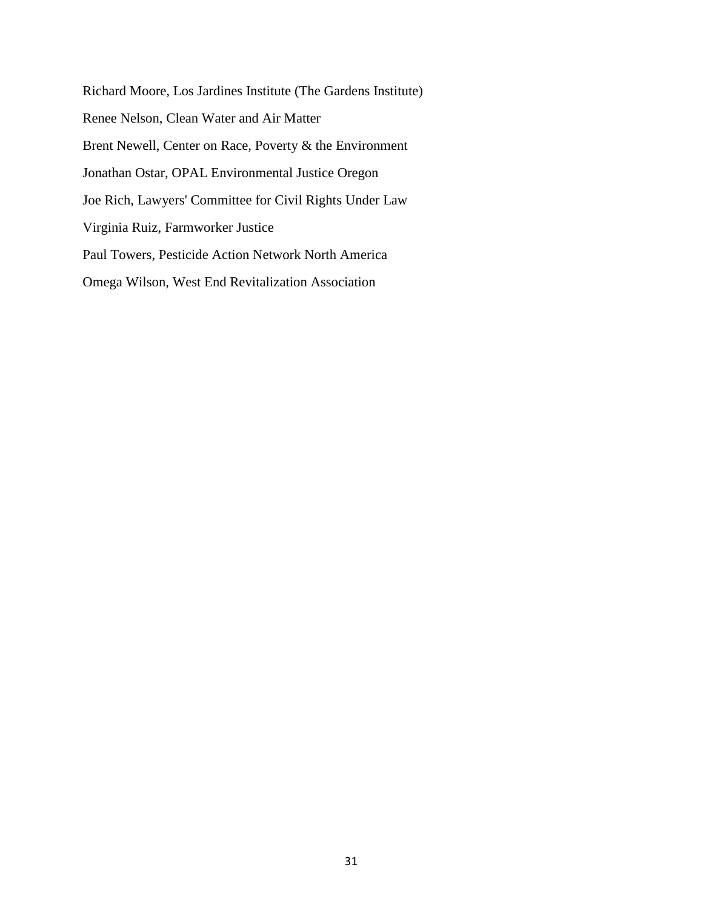Richard Moore, Los Jardines Institute (The Gardens Institute)

Renee Nelson, Clean Water and Air Matter

Brent Newell, Center on Race, Poverty & the Environment

Jonathan Ostar, OPAL Environmental Justice Oregon

Joe Rich, Lawyers' Committee for Civil Rights Under Law

Virginia Ruiz, Farmworker Justice

Paul Towers, Pesticide Action Network North America

Omega Wilson, West End Revitalization Association